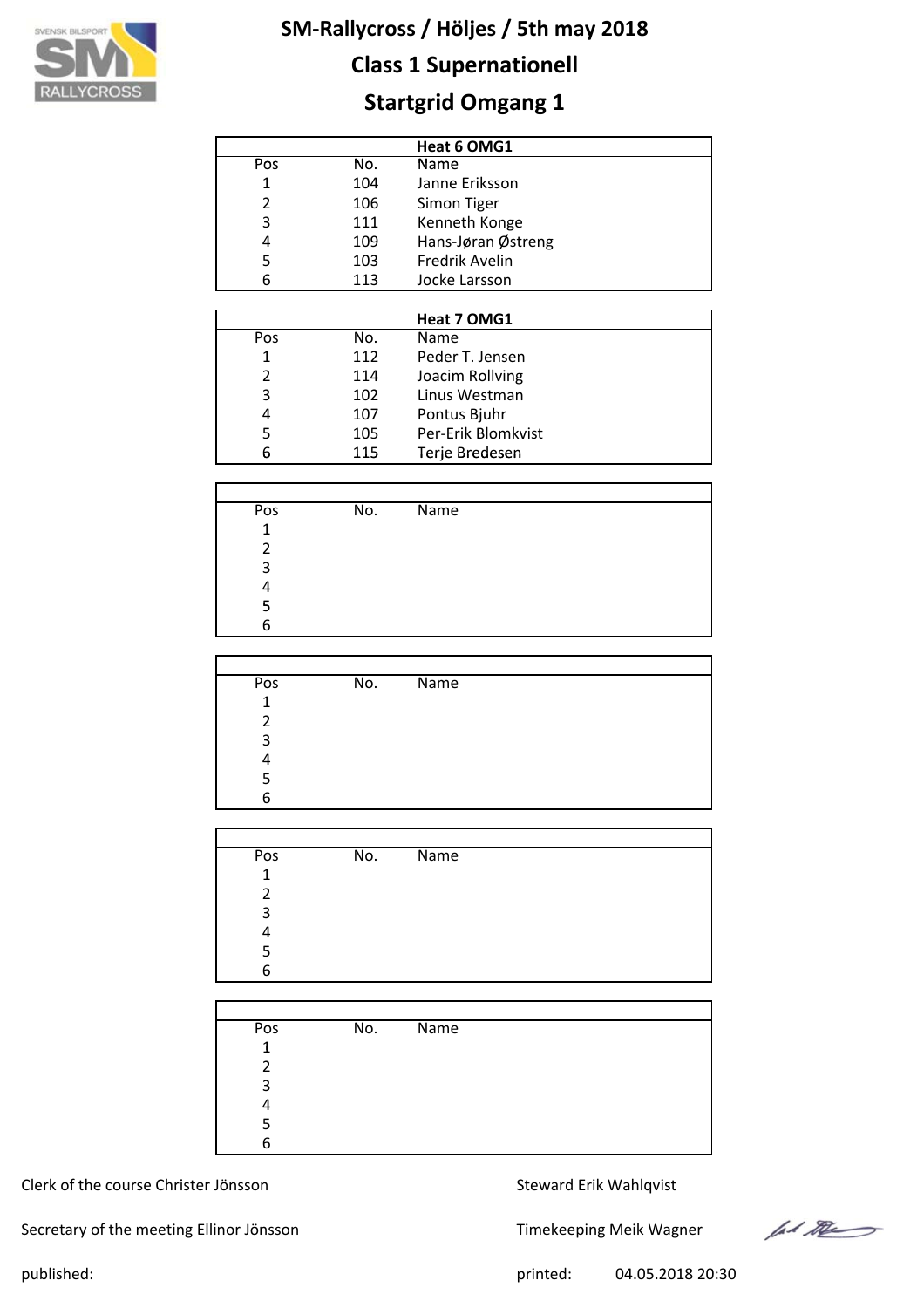# SM-Rallycross / Höljes / 5th may 2018

## Class 1 Supernationell

## Startgrid Omgang 1

| Heat 6 OMG1 | | |
|---|---|---|
| Pos | No. | Name |
| 1 | 104 | Janne Eriksson |
| 2 | 106 | Simon Tiger |
| 3 | 111 | Kenneth Konge |
| 4 | 109 | Hans-Jøran Østreng |
| 5 | 103 | Fredrik Avelin |
| 6 | 113 | Jocke Larsson |

| Heat 7 OMG1 | | |
|---|---|---|
| Pos | No. | Name |
| 1 | 112 | Peder T. Jensen |
| 2 | 114 | Joacim Rollving |
| 3 | 102 | Linus Westman |
| 4 | 107 | Pontus Bjuhr |
| 5 | 105 | Per-Erik Blomkvist |
| 6 | 115 | Terje Bredesen |

| Pos | No. | Name |
|---|---|---|
| 1 | | |
| 2 | | |
| 3 | | |
| 4 | | |
| 5 | | |
| 6 | | |

| Pos | No. | Name |
|---|---|---|
| 1 | | |
| 2 | | |
| 3 | | |
| 4 | | |
| 5 | | |
| 6 | | |

| Pos | No. | Name |
|---|---|---|
| 1 | | |
| 2 | | |
| 3 | | |
| 4 | | |
| 5 | | |
| 6 | | |

| Pos | No. | Name |
|---|---|---|
| 1 | | |
| 2 | | |
| 3 | | |
| 4 | | |
| 5 | | |
| 6 | | |

Clerk of the course Christer Jönsson

Steward Erik Wahlqvist

Secretary of the meeting Ellinor Jönsson

Timekeeping Meik Wagner

published:

printed: 04.05.2018 20:30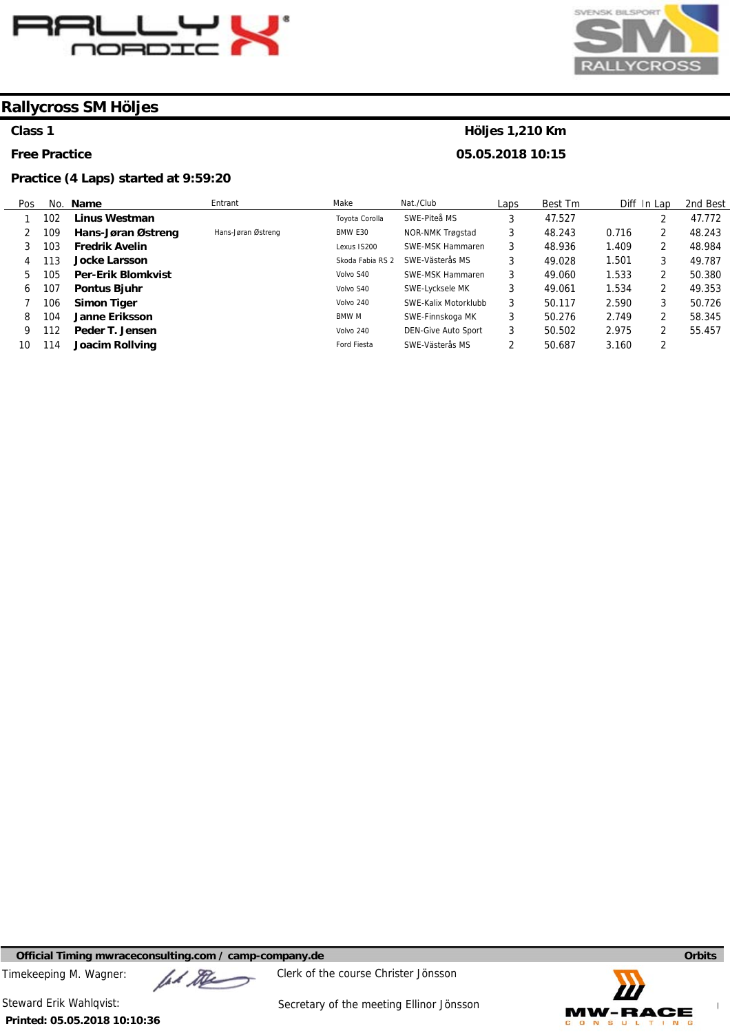# Rallycross SM Höljes

**Class 1** — **Höljes 1,210 Km**

**Free Practice** — **05.05.2018 10:15**

**Practice (4 Laps) started at 9:59:20**

| Pos | No. | Name | Entrant | Make | Nat./Club | Laps | Best Tm | Diff | In Lap | 2nd Best |
|---|---|---|---|---|---|---|---|---|---|---|
| 1 | 102 | **Linus Westman** | | Toyota Corolla | SWE-Piteå MS | 3 | 47.527 | | 2 | 47.772 |
| 2 | 109 | **Hans-Jøran Østreng** | Hans-Jøran Østreng | BMW E30 | NOR-NMK Trøgstad | 3 | 48.243 | 0.716 | 2 | 48.243 |
| 3 | 103 | **Fredrik Avelin** | | Lexus IS200 | SWE-MSK Hammaren | 3 | 48.936 | 1.409 | 2 | 48.984 |
| 4 | 113 | **Jocke Larsson** | | Skoda Fabia RS 2 | SWE-Västerås MS | 3 | 49.028 | 1.501 | 3 | 49.787 |
| 5 | 105 | **Per-Erik Blomkvist** | | Volvo S40 | SWE-MSK Hammaren | 3 | 49.060 | 1.533 | 2 | 50.380 |
| 6 | 107 | **Pontus Bjuhr** | | Volvo S40 | SWE-Lycksele MK | 3 | 49.061 | 1.534 | 2 | 49.353 |
| 7 | 106 | **Simon Tiger** | | Volvo 240 | SWE-Kalix Motorklubb | 3 | 50.117 | 2.590 | 3 | 50.726 |
| 8 | 104 | **Janne Eriksson** | | BMW M | SWE-Finnskoga MK | 3 | 50.276 | 2.749 | 2 | 58.345 |
| 9 | 112 | **Peder T. Jensen** | | Volvo 240 | DEN-Give Auto Sport | 3 | 50.502 | 2.975 | 2 | 55.457 |
| 10 | 114 | **Joacim Rollving** | | Ford Fiesta | SWE-Västerås MS | 2 | 50.687 | 3.160 | 2 | |

**Official Timing mwraceconsulting.com / camp-company.de** — **Orbits**

Timekeeping M. Wagner:

Clerk of the course Christer Jönsson

Steward Erik Wahlqvist:

Secretary of the meeting Ellinor Jönsson

**Printed: 05.05.2018 10:10:36**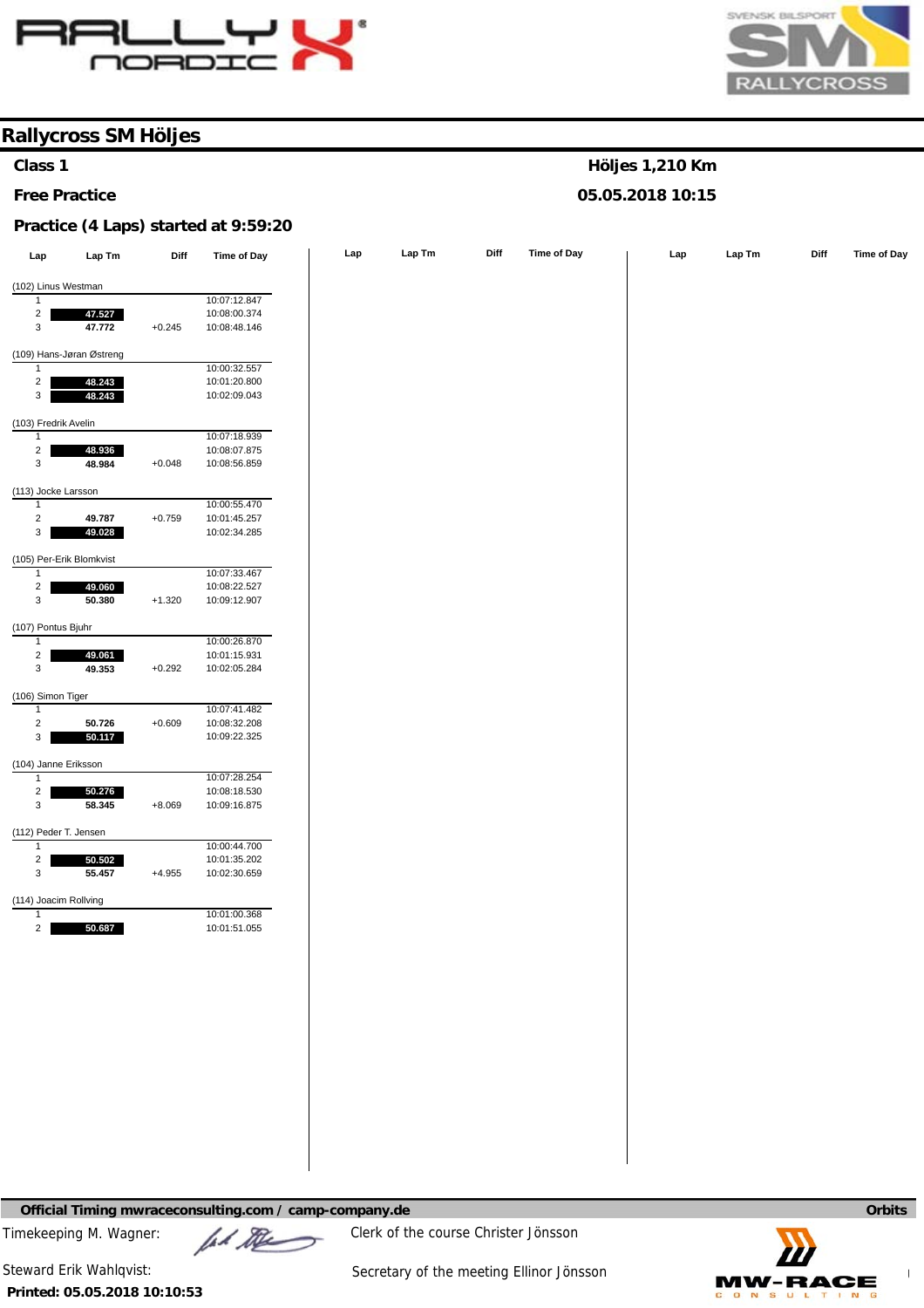# Rallycross SM Höljes

**Class 1** — **Höljes 1,210 Km**

**Free Practice** — **05.05.2018 10:15**

**Practice (4 Laps) started at 9:59:20**

| Lap | Lap Tm | Diff | Time of Day |
|---|---|---|---|
| **(102) Linus Westman** | | | |
| 1 | | | 10:07:12.847 |
| 2 | **47.527** | | 10:08:00.374 |
| 3 | **47.772** | +0.245 | 10:08:48.146 |
| **(109) Hans-Jøran Østreng** | | | |
| 1 | | | 10:00:32.557 |
| 2 | **48.243** | | 10:01:20.800 |
| 3 | **48.243** | | 10:02:09.043 |
| **(103) Fredrik Avelin** | | | |
| 1 | | | 10:07:18.939 |
| 2 | **48.936** | | 10:08:07.875 |
| 3 | **48.984** | +0.048 | 10:08:56.859 |
| **(113) Jocke Larsson** | | | |
| 1 | | | 10:00:55.470 |
| 2 | **49.787** | +0.759 | 10:01:45.257 |
| 3 | **49.028** | | 10:02:34.285 |
| **(105) Per-Erik Blomkvist** | | | |
| 1 | | | 10:07:33.467 |
| 2 | **49.060** | | 10:08:22.527 |
| 3 | **50.380** | +1.320 | 10:09:12.907 |
| **(107) Pontus Bjuhr** | | | |
| 1 | | | 10:00:26.870 |
| 2 | **49.061** | | 10:01:15.931 |
| 3 | **49.353** | +0.292 | 10:02:05.284 |
| **(106) Simon Tiger** | | | |
| 1 | | | 10:07:41.482 |
| 2 | **50.726** | +0.609 | 10:08:32.208 |
| 3 | **50.117** | | 10:09:22.325 |
| **(104) Janne Eriksson** | | | |
| 1 | | | 10:07:28.254 |
| 2 | **50.276** | | 10:08:18.530 |
| 3 | **58.345** | +8.069 | 10:09:16.875 |
| **(112) Peder T. Jensen** | | | |
| 1 | | | 10:00:44.700 |
| 2 | **50.502** | | 10:01:35.202 |
| 3 | **55.457** | +4.955 | 10:02:30.659 |
| **(114) Joacim Rollving** | | | |
| 1 | | | 10:01:00.368 |
| 2 | **50.687** | | 10:01:51.055 |

**Official Timing mwraceconsulting.com / camp-company.de** — **Orbits**

Timekeeping M. Wagner:

Clerk of the course Christer Jönsson

Steward Erik Wahlqvist:

Secretary of the meeting Ellinor Jönsson

**Printed: 05.05.2018 10:10:53**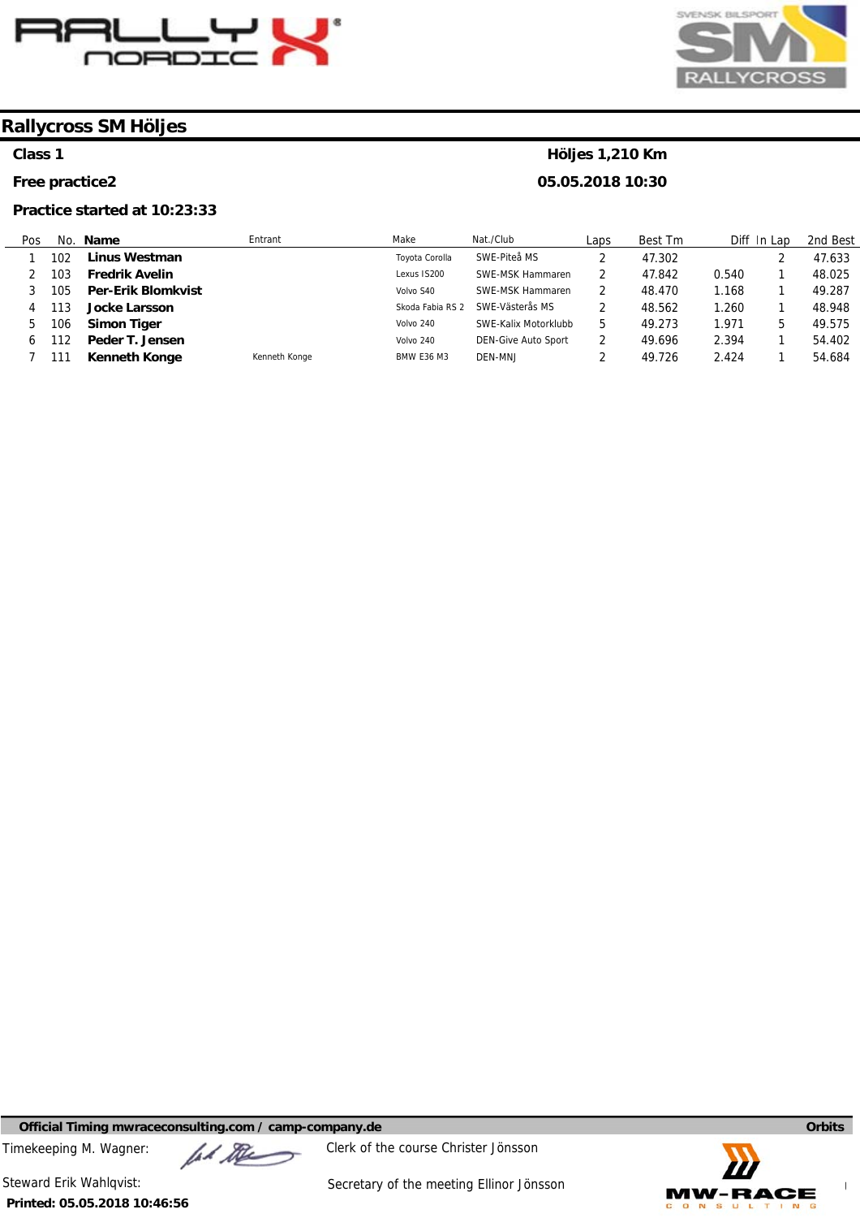# Rallycross SM Höljes

**Class 1** — **Höljes 1,210 Km**

**Free practice2** — **05.05.2018 10:30**

**Practice started at 10:23:33**

| Pos | No. | Name | Entrant | Make | Nat./Club | Laps | Best Tm | Diff | In Lap | 2nd Best |
|---|---|---|---|---|---|---|---|---|---|---|
| 1 | 102 | **Linus Westman** | | Toyota Corolla | SWE-Piteå MS | 2 | 47.302 | | 2 | 47.633 |
| 2 | 103 | **Fredrik Avelin** | | Lexus IS200 | SWE-MSK Hammaren | 2 | 47.842 | 0.540 | 1 | 48.025 |
| 3 | 105 | **Per-Erik Blomkvist** | | Volvo S40 | SWE-MSK Hammaren | 2 | 48.470 | 1.168 | 1 | 49.287 |
| 4 | 113 | **Jocke Larsson** | | Skoda Fabia RS 2 | SWE-Västerås MS | 2 | 48.562 | 1.260 | 1 | 48.948 |
| 5 | 106 | **Simon Tiger** | | Volvo 240 | SWE-Kalix Motorklubb | 5 | 49.273 | 1.971 | 5 | 49.575 |
| 6 | 112 | **Peder T. Jensen** | | Volvo 240 | DEN-Give Auto Sport | 2 | 49.696 | 2.394 | 1 | 54.402 |
| 7 | 111 | **Kenneth Konge** | Kenneth Konge | BMW E36 M3 | DEN-MNJ | 2 | 49.726 | 2.424 | 1 | 54.684 |

**Official Timing mwraceconsulting.com / camp-company.de** — **Orbits**

Timekeeping M. Wagner:

Clerk of the course Christer Jönsson

Steward Erik Wahlqvist:

Secretary of the meeting Ellinor Jönsson

**Printed: 05.05.2018 10:46:56**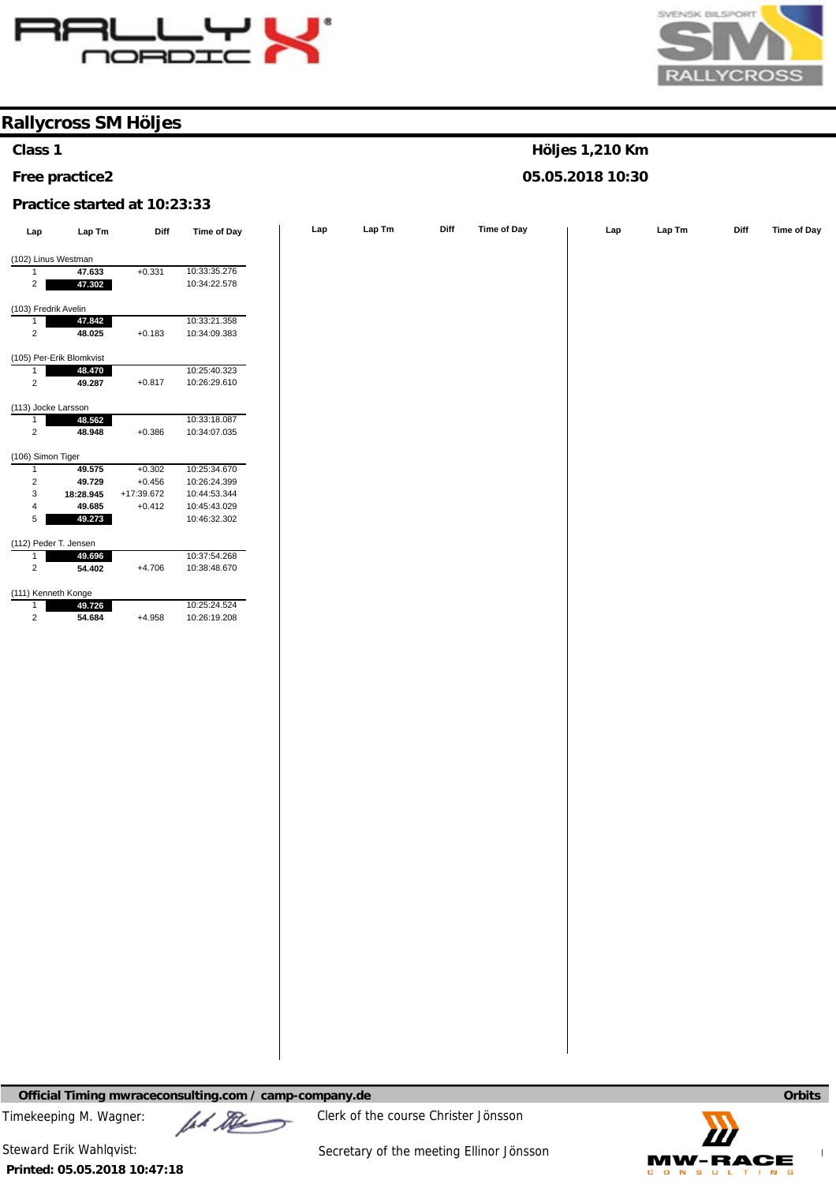# Rallycross SM Höljes

**Class 1** — **Höljes 1,210 Km**

**Free practice2** — **05.05.2018 10:30**

**Practice started at 10:23:33**

| Lap | Lap Tm | Diff | Time of Day |
|---|---|---|---|
| **(102) Linus Westman** | | | |
| 1 | **47.633** | +0.331 | 10:33:35.276 |
| 2 | **47.302** | | 10:34:22.578 |
| **(103) Fredrik Avelin** | | | |
| 1 | **47.842** | | 10:33:21.358 |
| 2 | **48.025** | +0.183 | 10:34:09.383 |
| **(105) Per-Erik Blomkvist** | | | |
| 1 | **48.470** | | 10:25:40.323 |
| 2 | **49.287** | +0.817 | 10:26:29.610 |
| **(113) Jocke Larsson** | | | |
| 1 | **48.562** | | 10:33:18.087 |
| 2 | **48.948** | +0.386 | 10:34:07.035 |
| **(106) Simon Tiger** | | | |
| 1 | **49.575** | +0.302 | 10:25:34.670 |
| 2 | **49.729** | +0.456 | 10:26:24.399 |
| 3 | **18:28.945** | +17:39.672 | 10:44:53.344 |
| 4 | **49.685** | +0.412 | 10:45:43.029 |
| 5 | **49.273** | | 10:46:32.302 |
| **(112) Peder T. Jensen** | | | |
| 1 | **49.696** | | 10:37:54.268 |
| 2 | **54.402** | +4.706 | 10:38:48.670 |
| **(111) Kenneth Konge** | | | |
| 1 | **49.726** | | 10:25:24.524 |
| 2 | **54.684** | +4.958 | 10:26:19.208 |

**Official Timing mwraceconsulting.com / camp-company.de** — **Orbits**

Timekeeping M. Wagner:

Clerk of the course Christer Jönsson

Steward Erik Wahlqvist:

Secretary of the meeting Ellinor Jönsson

**Printed: 05.05.2018 10:47:18**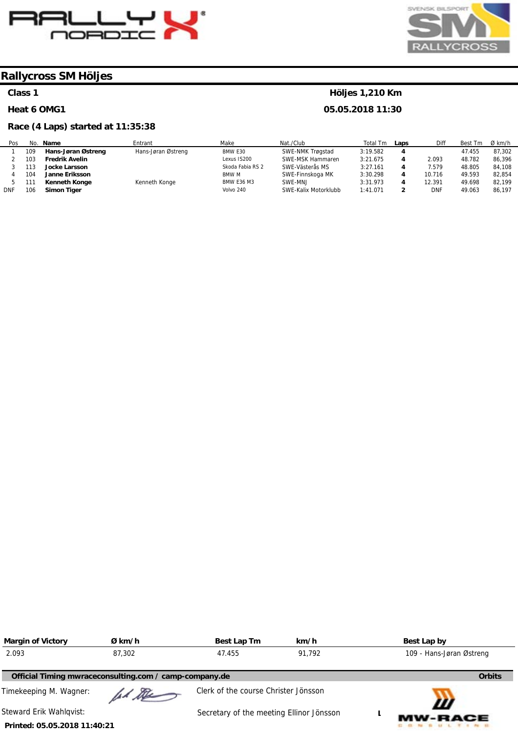# Rallycross SM Höljes

**Class 1** — **Höljes 1,210 Km**

**Heat 6 OMG1** — **05.05.2018 11:30**

**Race (4 Laps) started at 11:35:38**

| Pos | No. | Name | Entrant | Make | Nat./Club | Total Tm | Laps | Diff | Best Tm | Ø km/h |
|---|---|---|---|---|---|---|---|---|---|---|
| 1 | 109 | **Hans-Jøran Østreng** | Hans-Jøran Østreng | BMW E30 | SWE-NMK Trøgstad | 3:19.582 | **4** | | 47.455 | 87,302 |
| 2 | 103 | **Fredrik Avelin** | | Lexus IS200 | SWE-MSK Hammaren | 3:21.675 | **4** | 2.093 | 48.782 | 86,396 |
| 3 | 113 | **Jocke Larsson** | | Skoda Fabia RS 2 | SWE-Västerås MS | 3:27.161 | **4** | 7.579 | 48.805 | 84,108 |
| 4 | 104 | **Janne Eriksson** | | BMW M | SWE-Finnskoga MK | 3:30.298 | **4** | 10.716 | 49.593 | 82,854 |
| 5 | 111 | **Kenneth Konge** | Kenneth Konge | BMW E36 M3 | SWE-MNJ | 3:31.973 | **4** | 12.391 | 49.698 | 82,199 |
| DNF | 106 | **Simon Tiger** | | Volvo 240 | SWE-Kalix Motorklubb | 1:41.071 | **2** | DNF | 49.063 | 86,197 |

| Margin of Victory | Ø km/h | Best Lap Tm | km/h | Best Lap by |
|---|---|---|---|---|
| 2.093 | 87,302 | 47.455 | 91,792 | 109 - Hans-Jøran Østreng |

**Official Timing mwraceconsulting.com / camp-company.de** — **Orbits**

Timekeeping M. Wagner:

Clerk of the course Christer Jönsson

Steward Erik Wahlqvist:

Secretary of the meeting Ellinor Jönsson

**Printed: 05.05.2018 11:40:21**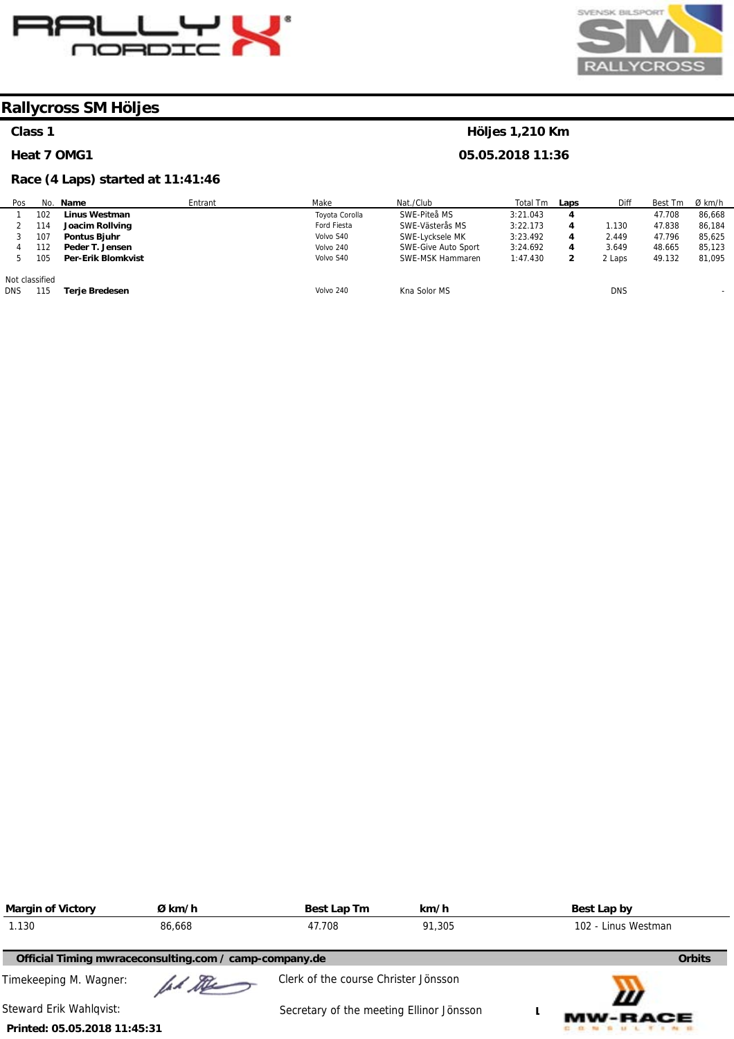# Rallycross SM Höljes

**Class 1** — **Höljes 1,210 Km**

**Heat 7 OMG1** — **05.05.2018 11:36**

**Race (4 Laps) started at 11:41:46**

| Pos | No. | Name | Entrant | Make | Nat./Club | Total Tm | Laps | Diff | Best Tm | Ø km/h |
|---|---|---|---|---|---|---|---|---|---|---|
| 1 | 102 | **Linus Westman** | | Toyota Corolla | SWE-Piteå MS | 3:21.043 | **4** | | 47.708 | 86,668 |
| 2 | 114 | **Joacim Rollving** | | Ford Fiesta | SWE-Västerås MS | 3:22.173 | **4** | 1.130 | 47.838 | 86,184 |
| 3 | 107 | **Pontus Bjuhr** | | Volvo S40 | SWE-Lycksele MK | 3:23.492 | **4** | 2.449 | 47.796 | 85,625 |
| 4 | 112 | **Peder T. Jensen** | | Volvo 240 | SWE-Give Auto Sport | 3:24.692 | **4** | 3.649 | 48.665 | 85,123 |
| 5 | 105 | **Per-Erik Blomkvist** | | Volvo S40 | SWE-MSK Hammaren | 1:47.430 | **2** | 2 Laps | 49.132 | 81,095 |
| Not classified | | | | | | | | | | |
| DNS | 115 | **Terje Bredesen** | | Volvo 240 | Kna Solor MS | | | DNS | | - |

| Margin of Victory | Ø km/h | Best Lap Tm | km/h | Best Lap by |
|---|---|---|---|---|
| 1.130 | 86,668 | 47.708 | 91,305 | 102 - Linus Westman |

**Official Timing mwraceconsulting.com / camp-company.de** — **Orbits**

Timekeeping M. Wagner:

Clerk of the course Christer Jönsson

Steward Erik Wahlqvist:

Secretary of the meeting Ellinor Jönsson

**Printed: 05.05.2018 11:45:31**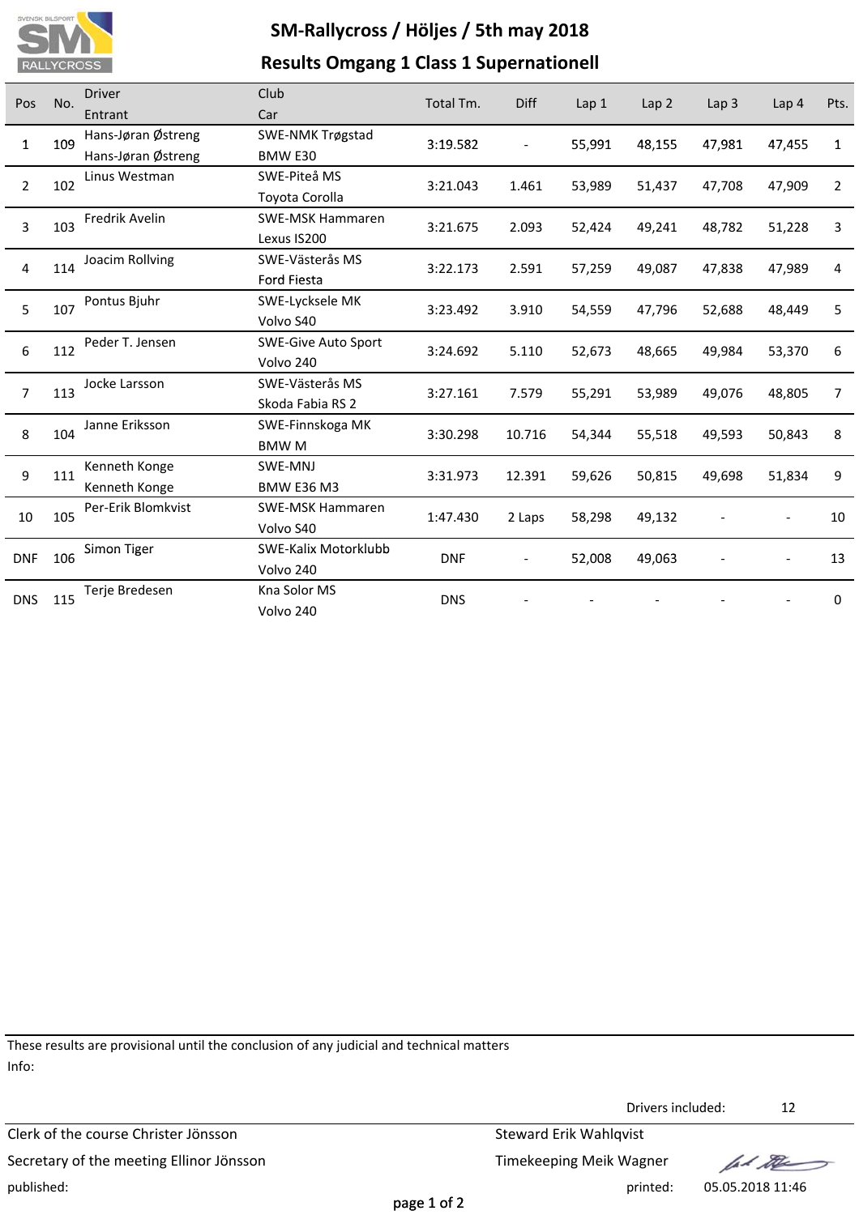# SM-Rallycross / Höljes / 5th may 2018

## Results Omgang 1 Class 1 Supernationell

| Pos | No. | Driver<br>Entrant | Club<br>Car | Total Tm. | Diff | Lap 1 | Lap 2 | Lap 3 | Lap 4 | Pts. |
|---|---|---|---|---|---|---|---|---|---|---|
| 1 | 109 | Hans-Jøran Østreng<br>Hans-Jøran Østreng | SWE-NMK Trøgstad<br>BMW E30 | 3:19.582 | - | 55,991 | 48,155 | 47,981 | 47,455 | 1 |
| 2 | 102 | Linus Westman | SWE-Piteå MS<br>Toyota Corolla | 3:21.043 | 1.461 | 53,989 | 51,437 | 47,708 | 47,909 | 2 |
| 3 | 103 | Fredrik Avelin | SWE-MSK Hammaren<br>Lexus IS200 | 3:21.675 | 2.093 | 52,424 | 49,241 | 48,782 | 51,228 | 3 |
| 4 | 114 | Joacim Rollving | SWE-Västerås MS<br>Ford Fiesta | 3:22.173 | 2.591 | 57,259 | 49,087 | 47,838 | 47,989 | 4 |
| 5 | 107 | Pontus Bjuhr | SWE-Lycksele MK<br>Volvo S40 | 3:23.492 | 3.910 | 54,559 | 47,796 | 52,688 | 48,449 | 5 |
| 6 | 112 | Peder T. Jensen | SWE-Give Auto Sport<br>Volvo 240 | 3:24.692 | 5.110 | 52,673 | 48,665 | 49,984 | 53,370 | 6 |
| 7 | 113 | Jocke Larsson | SWE-Västerås MS<br>Skoda Fabia RS 2 | 3:27.161 | 7.579 | 55,291 | 53,989 | 49,076 | 48,805 | 7 |
| 8 | 104 | Janne Eriksson | SWE-Finnskoga MK<br>BMW M | 3:30.298 | 10.716 | 54,344 | 55,518 | 49,593 | 50,843 | 8 |
| 9 | 111 | Kenneth Konge<br>Kenneth Konge | SWE-MNJ<br>BMW E36 M3 | 3:31.973 | 12.391 | 59,626 | 50,815 | 49,698 | 51,834 | 9 |
| 10 | 105 | Per-Erik Blomkvist | SWE-MSK Hammaren<br>Volvo S40 | 1:47.430 | 2 Laps | 58,298 | 49,132 | - | - | 10 |
| DNF | 106 | Simon Tiger | SWE-Kalix Motorklubb<br>Volvo 240 | DNF | - | 52,008 | 49,063 | - | - | 13 |
| DNS | 115 | Terje Bredesen | Kna Solor MS<br>Volvo 240 | DNS | - | - | - | - | - | 0 |

These results are provisional until the conclusion of any judicial and technical matters

Info:

Drivers included: 12

Clerk of the course Christer Jönsson

Secretary of the meeting Ellinor Jönsson

Steward Erik Wahlqvist

Timekeeping Meik Wagner

published:

printed: 05.05.2018 11:46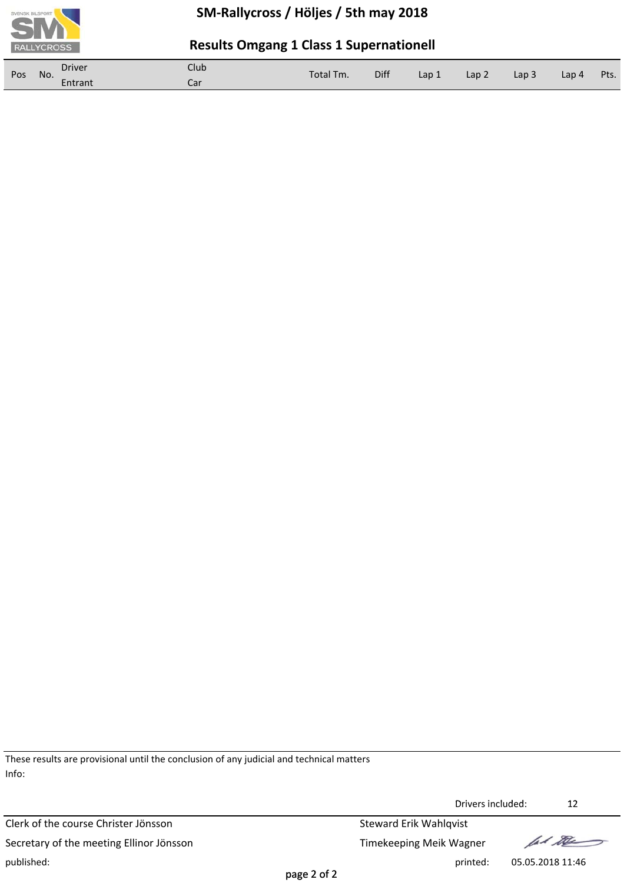# SM-Rallycross / Höljes / 5th may 2018

## Results Omgang 1 Class 1 Supernationell

| Pos | No. | Driver<br>Entrant | Club<br>Car | Total Tm. | Diff | Lap 1 | Lap 2 | Lap 3 | Lap 4 | Pts. |
|---|---|---|---|---|---|---|---|---|---|---|

These results are provisional until the conclusion of any judicial and technical matters

Info:

Drivers included: 12

Clerk of the course Christer Jönsson

Secretary of the meeting Ellinor Jönsson

Steward Erik Wahlqvist

Timekeeping Meik Wagner

published:

printed: 05.05.2018 11:46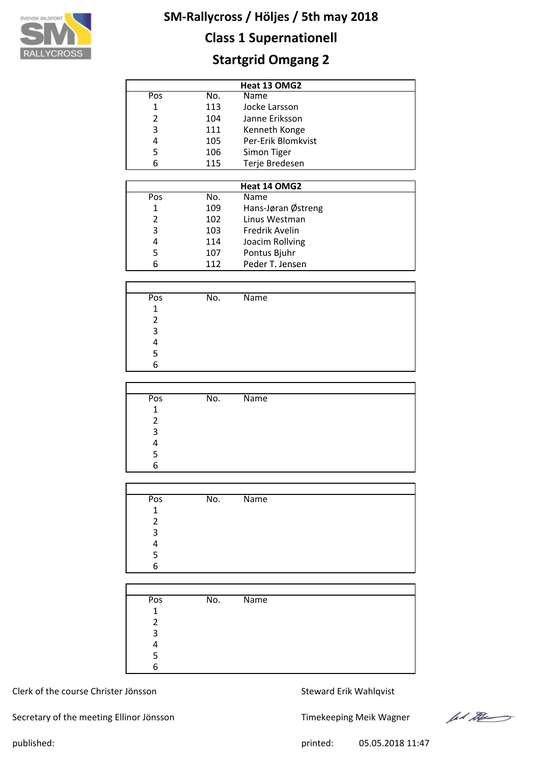# SM-Rallycross / Höljes / 5th may 2018

## Class 1 Supernationell

## Startgrid Omgang 2

| Heat 13 OMG2 | | |
|---|---|---|
| Pos | No. | Name |
| 1 | 113 | Jocke Larsson |
| 2 | 104 | Janne Eriksson |
| 3 | 111 | Kenneth Konge |
| 4 | 105 | Per-Erik Blomkvist |
| 5 | 106 | Simon Tiger |
| 6 | 115 | Terje Bredesen |

| Heat 14 OMG2 | | |
|---|---|---|
| Pos | No. | Name |
| 1 | 109 | Hans-Jøran Østreng |
| 2 | 102 | Linus Westman |
| 3 | 103 | Fredrik Avelin |
| 4 | 114 | Joacim Rollving |
| 5 | 107 | Pontus Bjuhr |
| 6 | 112 | Peder T. Jensen |

| Pos | No. | Name |
|---|---|---|
| 1 | | |
| 2 | | |
| 3 | | |
| 4 | | |
| 5 | | |
| 6 | | |

| Pos | No. | Name |
|---|---|---|
| 1 | | |
| 2 | | |
| 3 | | |
| 4 | | |
| 5 | | |
| 6 | | |

| Pos | No. | Name |
|---|---|---|
| 1 | | |
| 2 | | |
| 3 | | |
| 4 | | |
| 5 | | |
| 6 | | |

| Pos | No. | Name |
|---|---|---|
| 1 | | |
| 2 | | |
| 3 | | |
| 4 | | |
| 5 | | |
| 6 | | |

Clerk of the course Christer Jönsson

Steward Erik Wahlqvist

Secretary of the meeting Ellinor Jönsson

Timekeeping Meik Wagner

published:

printed: 05.05.2018 11:47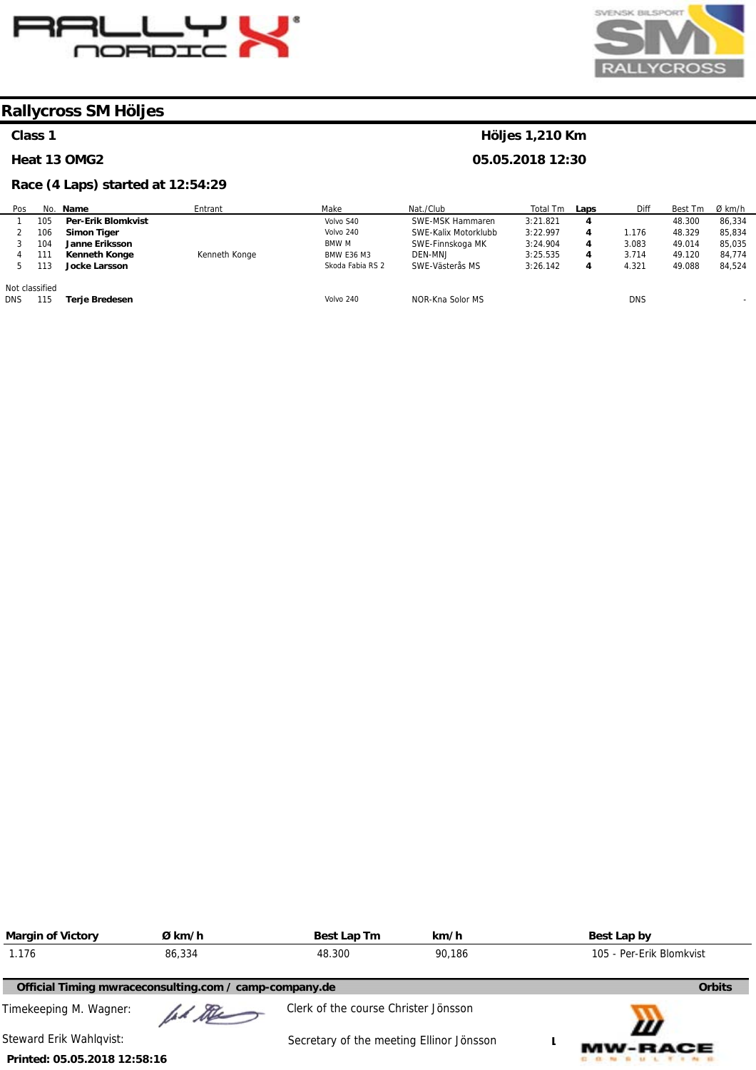# Rallycross SM Höljes

**Class 1** — **Höljes 1,210 Km**

**Heat 13 OMG2** — **05.05.2018 12:30**

**Race (4 Laps) started at 12:54:29**

| Pos | No. | Name | Entrant | Make | Nat./Club | Total Tm | Laps | Diff | Best Tm | Ø km/h |
|---|---|---|---|---|---|---|---|---|---|---|
| 1 | 105 | **Per-Erik Blomkvist** | | Volvo S40 | SWE-MSK Hammaren | 3:21.821 | **4** | | 48.300 | 86,334 |
| 2 | 106 | **Simon Tiger** | | Volvo 240 | SWE-Kalix Motorklubb | 3:22.997 | **4** | 1.176 | 48.329 | 85,834 |
| 3 | 104 | **Janne Eriksson** | | BMW M | SWE-Finnskoga MK | 3:24.904 | **4** | 3.083 | 49.014 | 85,035 |
| 4 | 111 | **Kenneth Konge** | Kenneth Konge | BMW E36 M3 | DEN-MNJ | 3:25.535 | **4** | 3.714 | 49.120 | 84,774 |
| 5 | 113 | **Jocke Larsson** | | Skoda Fabia RS 2 | SWE-Västerås MS | 3:26.142 | **4** | 4.321 | 49.088 | 84,524 |
| Not classified | | | | | | | | | | |
| DNS | 115 | **Terje Bredesen** | | Volvo 240 | NOR-Kna Solor MS | | | DNS | | - |

| Margin of Victory | Ø km/h | Best Lap Tm | km/h | Best Lap by |
|---|---|---|---|---|
| 1.176 | 86,334 | 48.300 | 90,186 | 105 - Per-Erik Blomkvist |

**Official Timing mwraceconsulting.com / camp-company.de** — **Orbits**

Timekeeping M. Wagner:

Clerk of the course Christer Jönsson

Steward Erik Wahlqvist:

Secretary of the meeting Ellinor Jönsson

**Printed: 05.05.2018 12:58:16**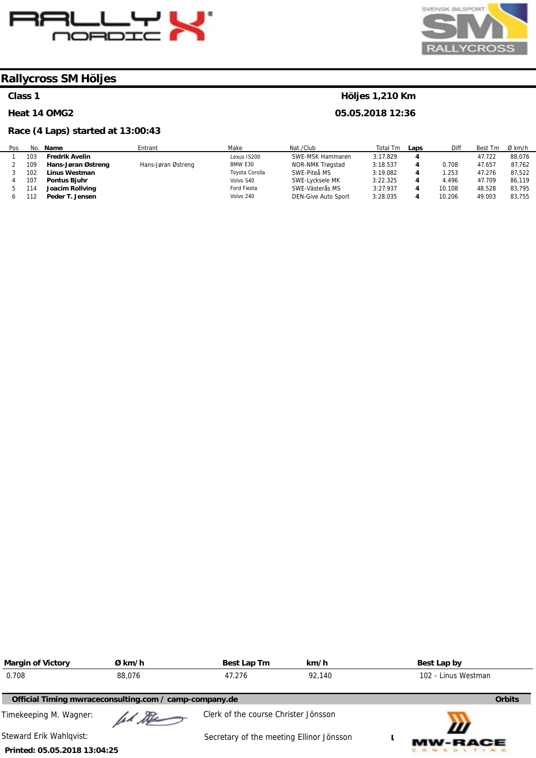# Rallycross SM Höljes

**Class 1** — **Höljes 1,210 Km**

**Heat 14 OMG2** — **05.05.2018 12:36**

**Race (4 Laps) started at 13:00:43**

| Pos | No. | Name | Entrant | Make | Nat./Club | Total Tm | Laps | Diff | Best Tm | Ø km/h |
|---|---|---|---|---|---|---|---|---|---|---|
| 1 | 103 | **Fredrik Avelin** | | Lexus IS200 | SWE-MSK Hammaren | 3:17.829 | **4** | | 47.722 | 88,076 |
| 2 | 109 | **Hans-Jøran Østreng** | Hans-Jøran Østreng | BMW E30 | NOR-NMK Trøgstad | 3:18.537 | **4** | 0.708 | 47.657 | 87,762 |
| 3 | 102 | **Linus Westman** | | Toyota Corolla | SWE-Piteå MS | 3:19.082 | **4** | 1.253 | 47.276 | 87,522 |
| 4 | 107 | **Pontus Bjuhr** | | Volvo S40 | SWE-Lycksele MK | 3:22.325 | **4** | 4.496 | 47.709 | 86,119 |
| 5 | 114 | **Joacim Rollving** | | Ford Fiesta | SWE-Västerås MS | 3:27.937 | **4** | 10.108 | 48.528 | 83,795 |
| 6 | 112 | **Peder T. Jensen** | | Volvo 240 | DEN-Give Auto Sport | 3:28.035 | **4** | 10.206 | 49.003 | 83,755 |

| Margin of Victory | Ø km/h | Best Lap Tm | km/h | Best Lap by |
|---|---|---|---|---|
| 0.708 | 88,076 | 47.276 | 92,140 | 102 - Linus Westman |

**Official Timing mwraceconsulting.com / camp-company.de** — **Orbits**

Timekeeping M. Wagner:

Clerk of the course Christer Jönsson

Steward Erik Wahlqvist:

Secretary of the meeting Ellinor Jönsson

**Printed: 05.05.2018 13:04:25**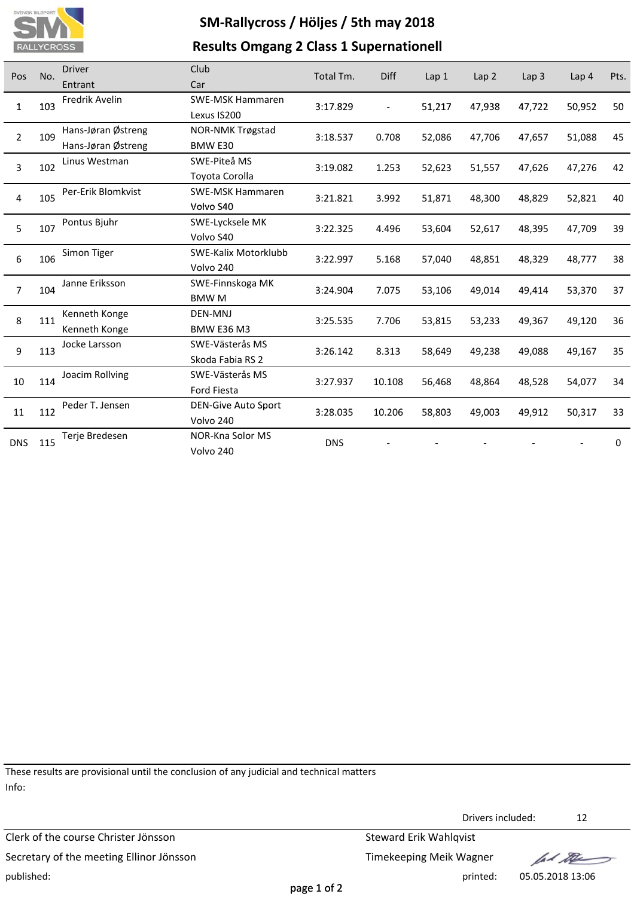# SM-Rallycross / Höljes / 5th may 2018

## Results Omgang 2 Class 1 Supernationell

| Pos | No. | Driver<br>Entrant | Club<br>Car | Total Tm. | Diff | Lap 1 | Lap 2 | Lap 3 | Lap 4 | Pts. |
|---|---|---|---|---|---|---|---|---|---|---|
| 1 | 103 | Fredrik Avelin | SWE-MSK Hammaren<br>Lexus IS200 | 3:17.829 | - | 51,217 | 47,938 | 47,722 | 50,952 | 50 |
| 2 | 109 | Hans-Jøran Østreng<br>Hans-Jøran Østreng | NOR-NMK Trøgstad<br>BMW E30 | 3:18.537 | 0.708 | 52,086 | 47,706 | 47,657 | 51,088 | 45 |
| 3 | 102 | Linus Westman | SWE-Piteå MS<br>Toyota Corolla | 3:19.082 | 1.253 | 52,623 | 51,557 | 47,626 | 47,276 | 42 |
| 4 | 105 | Per-Erik Blomkvist | SWE-MSK Hammaren<br>Volvo S40 | 3:21.821 | 3.992 | 51,871 | 48,300 | 48,829 | 52,821 | 40 |
| 5 | 107 | Pontus Bjuhr | SWE-Lycksele MK<br>Volvo S40 | 3:22.325 | 4.496 | 53,604 | 52,617 | 48,395 | 47,709 | 39 |
| 6 | 106 | Simon Tiger | SWE-Kalix Motorklubb<br>Volvo 240 | 3:22.997 | 5.168 | 57,040 | 48,851 | 48,329 | 48,777 | 38 |
| 7 | 104 | Janne Eriksson | SWE-Finnskoga MK<br>BMW M | 3:24.904 | 7.075 | 53,106 | 49,014 | 49,414 | 53,370 | 37 |
| 8 | 111 | Kenneth Konge<br>Kenneth Konge | DEN-MNJ<br>BMW E36 M3 | 3:25.535 | 7.706 | 53,815 | 53,233 | 49,367 | 49,120 | 36 |
| 9 | 113 | Jocke Larsson | SWE-Västerås MS<br>Skoda Fabia RS 2 | 3:26.142 | 8.313 | 58,649 | 49,238 | 49,088 | 49,167 | 35 |
| 10 | 114 | Joacim Rollving | SWE-Västerås MS<br>Ford Fiesta | 3:27.937 | 10.108 | 56,468 | 48,864 | 48,528 | 54,077 | 34 |
| 11 | 112 | Peder T. Jensen | DEN-Give Auto Sport<br>Volvo 240 | 3:28.035 | 10.206 | 58,803 | 49,003 | 49,912 | 50,317 | 33 |
| DNS | 115 | Terje Bredesen | NOR-Kna Solor MS<br>Volvo 240 | DNS | - | - | - | - | - | 0 |

These results are provisional until the conclusion of any judicial and technical matters

Info:

Drivers included: 12

Clerk of the course Christer Jönsson

Secretary of the meeting Ellinor Jönsson

Steward Erik Wahlqvist

Timekeeping Meik Wagner

published:

printed: 05.05.2018 13:06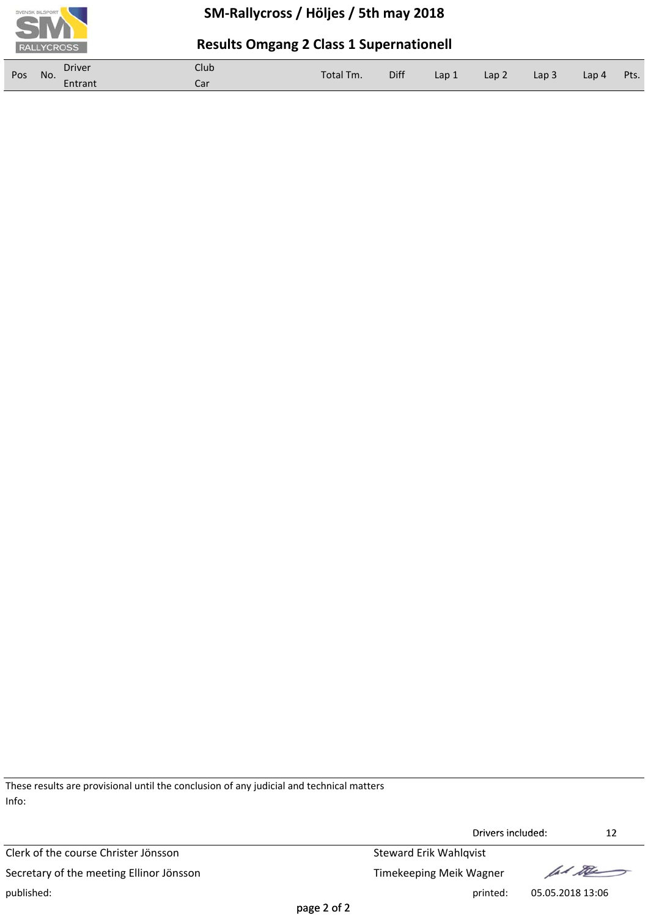# SM-Rallycross / Höljes / 5th may 2018

## Results Omgang 2 Class 1 Supernationell

| Pos | No. | Driver<br>Entrant | Club<br>Car | Total Tm. | Diff | Lap 1 | Lap 2 | Lap 3 | Lap 4 | Pts. |
|---|---|---|---|---|---|---|---|---|---|---|

These results are provisional until the conclusion of any judicial and technical matters

Info:

Drivers included: 12

Clerk of the course Christer Jönsson

Secretary of the meeting Ellinor Jönsson

published:

Steward Erik Wahlqvist

Timekeeping Meik Wagner

printed: 05.05.2018 13:06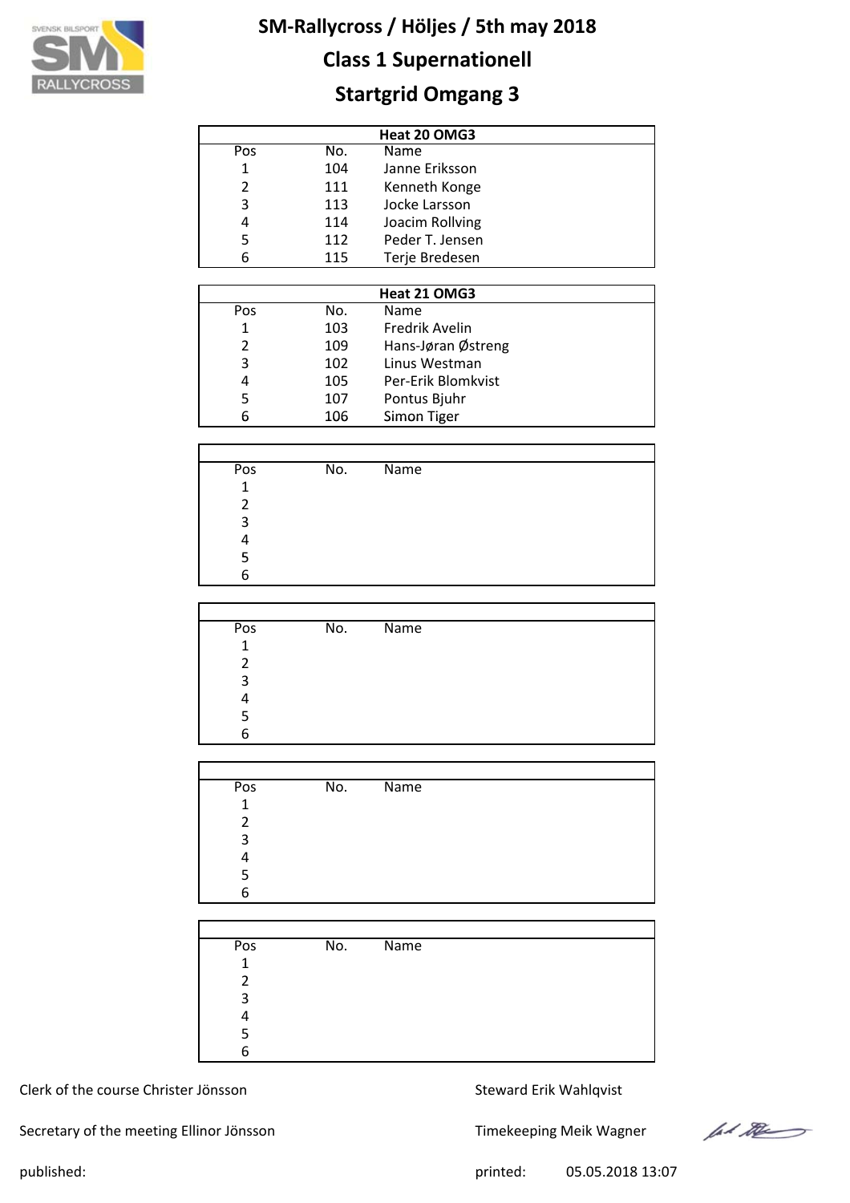# SM-Rallycross / Höljes / 5th may 2018

## Class 1 Supernationell

## Startgrid Omgang 3

| Heat 20 OMG3 | | |
|---|---|---|
| Pos | No. | Name |
| 1 | 104 | Janne Eriksson |
| 2 | 111 | Kenneth Konge |
| 3 | 113 | Jocke Larsson |
| 4 | 114 | Joacim Rollving |
| 5 | 112 | Peder T. Jensen |
| 6 | 115 | Terje Bredesen |

| Heat 21 OMG3 | | |
|---|---|---|
| Pos | No. | Name |
| 1 | 103 | Fredrik Avelin |
| 2 | 109 | Hans-Jøran Østreng |
| 3 | 102 | Linus Westman |
| 4 | 105 | Per-Erik Blomkvist |
| 5 | 107 | Pontus Bjuhr |
| 6 | 106 | Simon Tiger |

| Pos | No. | Name |
|---|---|---|
| 1 | | |
| 2 | | |
| 3 | | |
| 4 | | |
| 5 | | |
| 6 | | |

| Pos | No. | Name |
|---|---|---|
| 1 | | |
| 2 | | |
| 3 | | |
| 4 | | |
| 5 | | |
| 6 | | |

| Pos | No. | Name |
|---|---|---|
| 1 | | |
| 2 | | |
| 3 | | |
| 4 | | |
| 5 | | |
| 6 | | |

| Pos | No. | Name |
|---|---|---|
| 1 | | |
| 2 | | |
| 3 | | |
| 4 | | |
| 5 | | |
| 6 | | |

Clerk of the course Christer Jönsson

Steward Erik Wahlqvist

Secretary of the meeting Ellinor Jönsson

Timekeeping Meik Wagner

published:

printed: 05.05.2018 13:07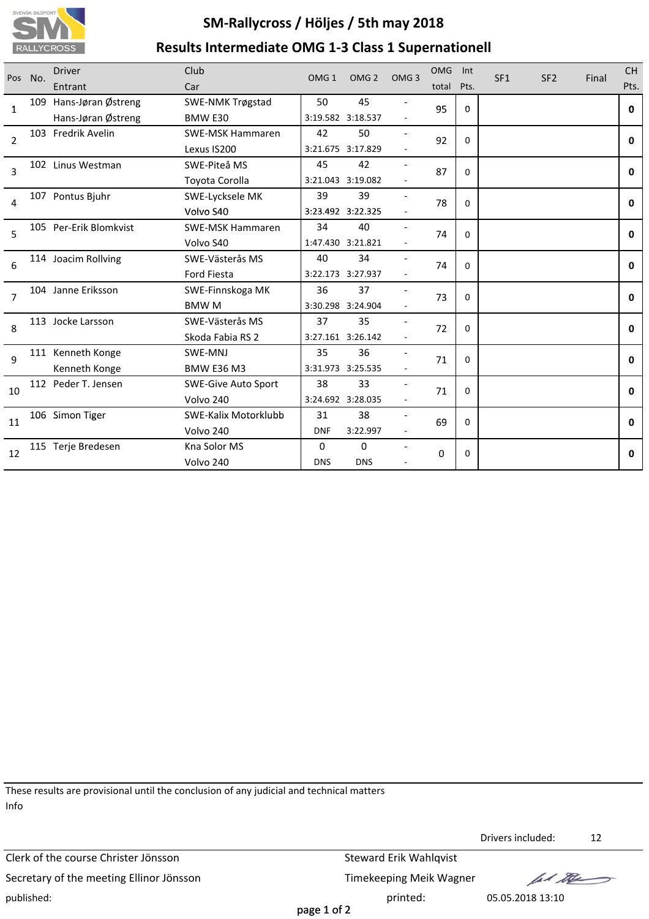# SM-Rallycross / Höljes / 5th may 2018

## Results Intermediate OMG 1-3 Class 1 Supernationell

| Pos | No. | Driver / Entrant | Club / Car | OMG 1 | OMG 2 | OMG 3 | OMG total | Int Pts. | SF1 | SF2 | Final | CH Pts. |
|---|---|---|---|---|---|---|---|---|---|---|---|---|
| 1 | 109 | Hans-Jøran Østreng / Hans-Jøran Østreng | SWE-NMK Trøgstad / BMW E30 | 50 / 3:19.582 | 45 / 3:18.537 | - / - | 95 | 0 | | | | **0** |
| 2 | 103 | Fredrik Avelin | SWE-MSK Hammaren / Lexus IS200 | 42 / 3:21.675 | 50 / 3:17.829 | - / - | 92 | 0 | | | | **0** |
| 3 | 102 | Linus Westman | SWE-Piteå MS / Toyota Corolla | 45 / 3:21.043 | 42 / 3:19.082 | - / - | 87 | 0 | | | | **0** |
| 4 | 107 | Pontus Bjuhr | SWE-Lycksele MK / Volvo S40 | 39 / 3:23.492 | 39 / 3:22.325 | - / - | 78 | 0 | | | | **0** |
| 5 | 105 | Per-Erik Blomkvist | SWE-MSK Hammaren / Volvo S40 | 34 / 1:47.430 | 40 / 3:21.821 | - / - | 74 | 0 | | | | **0** |
| 6 | 114 | Joacim Rollving | SWE-Västerås MS / Ford Fiesta | 40 / 3:22.173 | 34 / 3:27.937 | - / - | 74 | 0 | | | | **0** |
| 7 | 104 | Janne Eriksson | SWE-Finnskoga MK / BMW M | 36 / 3:30.298 | 37 / 3:24.904 | - / - | 73 | 0 | | | | **0** |
| 8 | 113 | Jocke Larsson | SWE-Västerås MS / Skoda Fabia RS 2 | 37 / 3:27.161 | 35 / 3:26.142 | - / - | 72 | 0 | | | | **0** |
| 9 | 111 | Kenneth Konge / Kenneth Konge | SWE-MNJ / BMW E36 M3 | 35 / 3:31.973 | 36 / 3:25.535 | - / - | 71 | 0 | | | | **0** |
| 10 | 112 | Peder T. Jensen | SWE-Give Auto Sport / Volvo 240 | 38 / 3:24.692 | 33 / 3:28.035 | - / - | 71 | 0 | | | | **0** |
| 11 | 106 | Simon Tiger | SWE-Kalix Motorklubb / Volvo 240 | 31 / DNF | 38 / 3:22.997 | - / - | 69 | 0 | | | | **0** |
| 12 | 115 | Terje Bredesen | Kna Solor MS / Volvo 240 | 0 / DNS | 0 / DNS | - / - | 0 | 0 | | | | **0** |

These results are provisional until the conclusion of any judicial and technical matters

Info

Drivers included: 12

Clerk of the course Christer Jönsson

Steward Erik Wahlqvist

Secretary of the meeting Ellinor Jönsson

Timekeeping Meik Wagner

published:

printed: 05.05.2018 13:10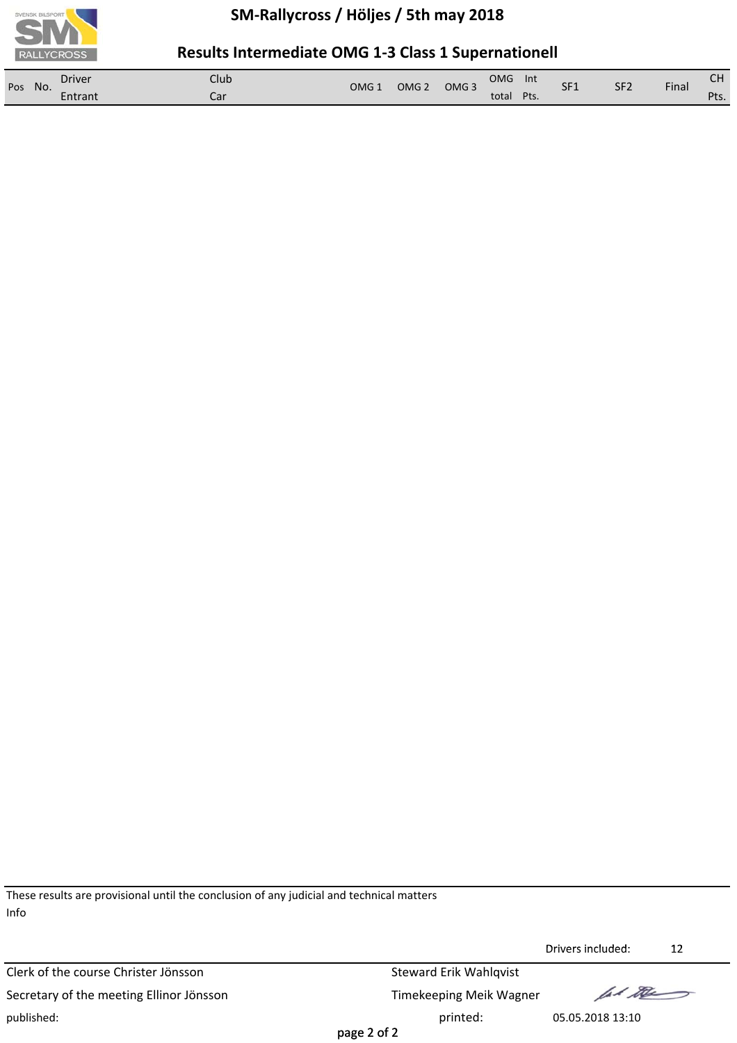# SM-Rallycross / Höljes / 5th may 2018

## Results Intermediate OMG 1-3 Class 1 Supernationell

| Pos | No. | Driver<br>Entrant | Club<br>Car | OMG 1 | OMG 2 | OMG 3 | OMG total | Int Pts. | SF1 | SF2 | Final | CH Pts. |
|---|---|---|---|---|---|---|---|---|---|---|---|---|

These results are provisional until the conclusion of any judicial and technical matters

Info

Drivers included: 12

Clerk of the course Christer Jönsson

Secretary of the meeting Ellinor Jönsson

Steward Erik Wahlqvist

Timekeeping Meik Wagner

published:

printed: 05.05.2018 13:10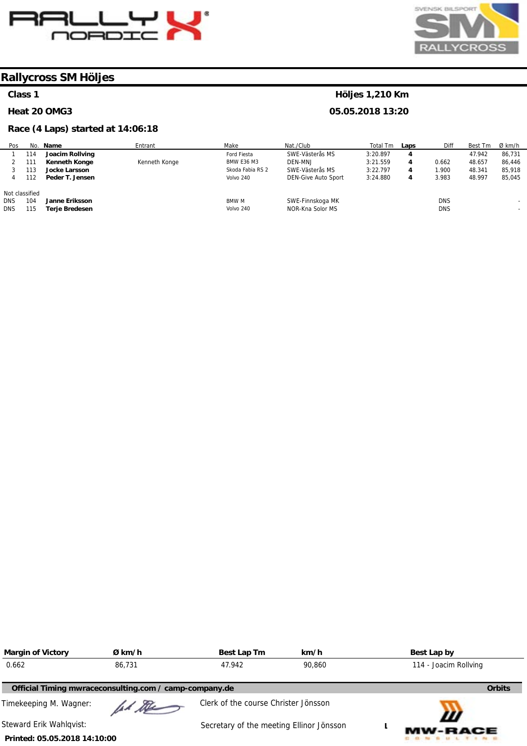# Rallycross SM Höljes

**Class 1** — **Höljes 1,210 Km**

**Heat 20 OMG3** — **05.05.2018 13:20**

**Race (4 Laps) started at 14:06:18**

| Pos | No. | Name | Entrant | Make | Nat./Club | Total Tm | Laps | Diff | Best Tm | Ø km/h |
|---|---|---|---|---|---|---|---|---|---|---|
| 1 | 114 | **Joacim Rollving** | | Ford Fiesta | SWE-Västerås MS | 3:20.897 | **4** | | 47.942 | 86,731 |
| 2 | 111 | **Kenneth Konge** | Kenneth Konge | BMW E36 M3 | DEN-MNJ | 3:21.559 | **4** | 0.662 | 48.657 | 86,446 |
| 3 | 113 | **Jocke Larsson** | | Skoda Fabia RS 2 | SWE-Västerås MS | 3:22.797 | **4** | 1.900 | 48.341 | 85,918 |
| 4 | 112 | **Peder T. Jensen** | | Volvo 240 | DEN-Give Auto Sport | 3:24.880 | **4** | 3.983 | 48.997 | 85,045 |
| Not classified | | | | | | | | | | |
| DNS | 104 | **Janne Eriksson** | | BMW M | SWE-Finnskoga MK | | | DNS | | - |
| DNS | 115 | **Terje Bredesen** | | Volvo 240 | NOR-Kna Solor MS | | | DNS | | - |

| Margin of Victory | Ø km/h | Best Lap Tm | km/h | Best Lap by |
|---|---|---|---|---|
| 0.662 | 86,731 | 47.942 | 90,860 | 114 - Joacim Rollving |

**Official Timing mwraceconsulting.com / camp-company.de** — **Orbits**

Timekeeping M. Wagner:

Clerk of the course Christer Jönsson

Steward Erik Wahlqvist:

Secretary of the meeting Ellinor Jönsson

**Printed: 05.05.2018 14:10:00**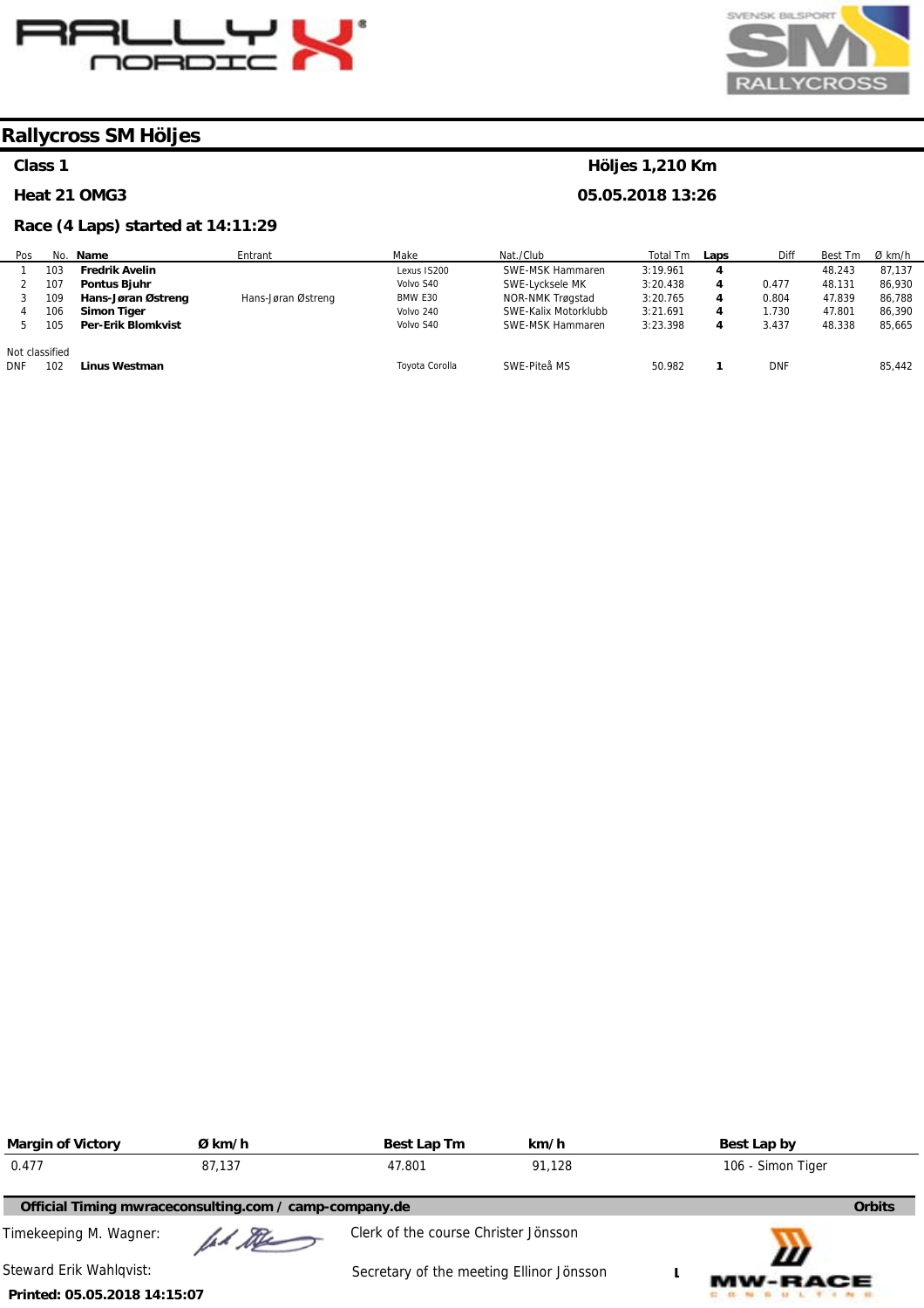## Rallycross SM Höljes

**Class 1** — **Höljes 1,210 Km**

**Heat 21 OMG3** — **05.05.2018 13:26**

**Race (4 Laps) started at 14:11:29**

| Pos | No. | Name | Entrant | Make | Nat./Club | Total Tm | Laps | Diff | Best Tm | Ø km/h |
|---|---|---|---|---|---|---|---|---|---|---|
| 1 | 103 | **Fredrik Avelin** | | Lexus IS200 | SWE-MSK Hammaren | 3:19.961 | **4** | | 48.243 | 87,137 |
| 2 | 107 | **Pontus Bjuhr** | | Volvo S40 | SWE-Lycksele MK | 3:20.438 | **4** | 0.477 | 48.131 | 86,930 |
| 3 | 109 | **Hans-Jøran Østreng** | Hans-Jøran Østreng | BMW E30 | NOR-NMK Trøgstad | 3:20.765 | **4** | 0.804 | 47.839 | 86,788 |
| 4 | 106 | **Simon Tiger** | | Volvo 240 | SWE-Kalix Motorklubb | 3:21.691 | **4** | 1.730 | 47.801 | 86,390 |
| 5 | 105 | **Per-Erik Blomkvist** | | Volvo S40 | SWE-MSK Hammaren | 3:23.398 | **4** | 3.437 | 48.338 | 85,665 |
| Not classified | | | | | | | | | | |
| DNF | 102 | **Linus Westman** | | Toyota Corolla | SWE-Piteå MS | 50.982 | **1** | DNF | | 85,442 |

| Margin of Victory | Ø km/h | Best Lap Tm | km/h | Best Lap by |
|---|---|---|---|---|
| 0.477 | 87,137 | 47.801 | 91,128 | 106 - Simon Tiger |

**Official Timing mwraceconsulting.com / camp-company.de** — **Orbits**

Timekeeping M. Wagner:

Clerk of the course Christer Jönsson

Steward Erik Wahlqvist:

Secretary of the meeting Ellinor Jönsson

**Printed: 05.05.2018 14:15:07**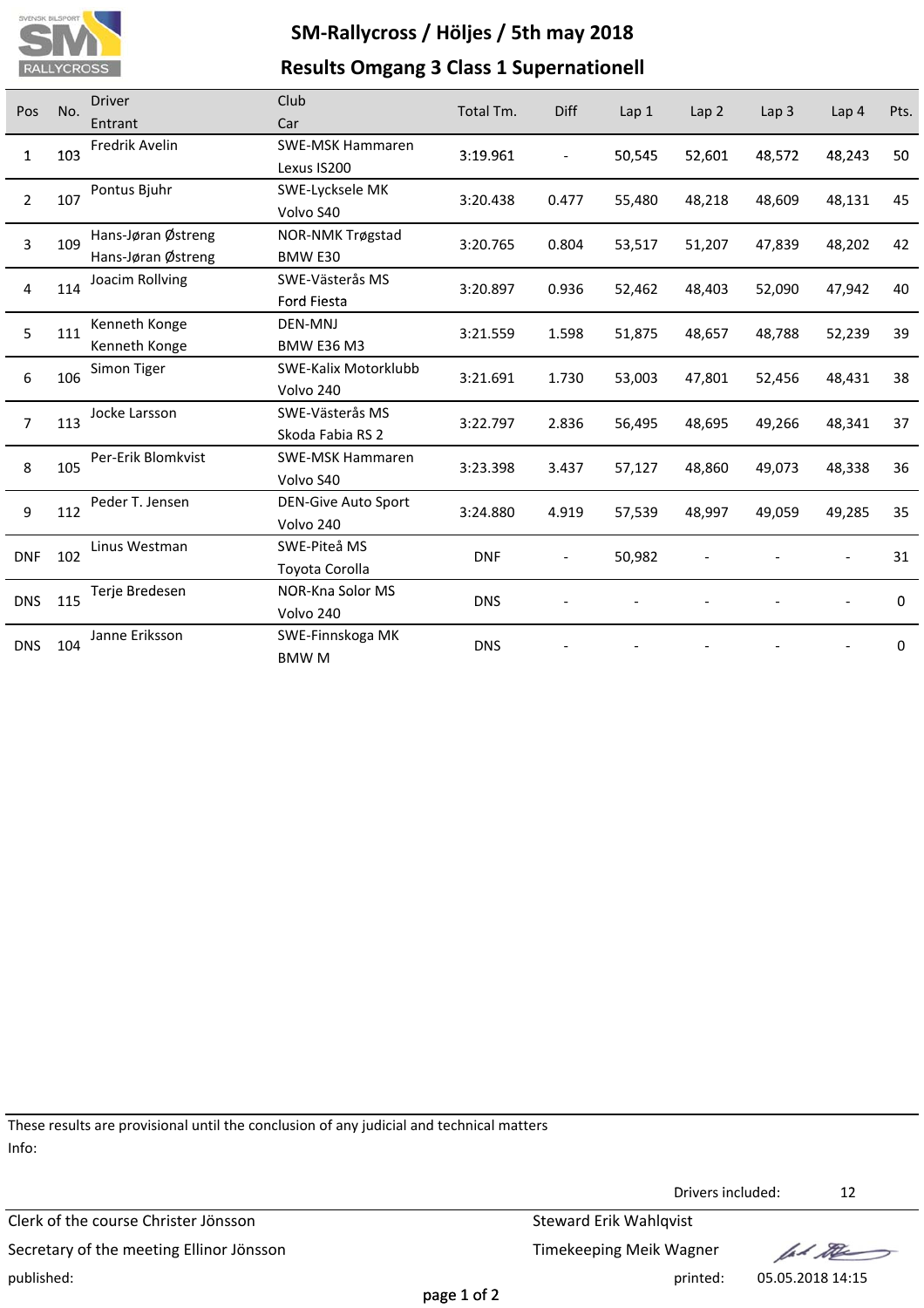# SM-Rallycross / Höljes / 5th may 2018

## Results Omgang 3 Class 1 Supernationell

| Pos | No. | Driver / Entrant | Club / Car | Total Tm. | Diff | Lap 1 | Lap 2 | Lap 3 | Lap 4 | Pts. |
|---|---|---|---|---|---|---|---|---|---|---|
| 1 | 103 | Fredrik Avelin | SWE-MSK Hammaren / Lexus IS200 | 3:19.961 | - | 50,545 | 52,601 | 48,572 | 48,243 | 50 |
| 2 | 107 | Pontus Bjuhr | SWE-Lycksele MK / Volvo S40 | 3:20.438 | 0.477 | 55,480 | 48,218 | 48,609 | 48,131 | 45 |
| 3 | 109 | Hans-Jøran Østreng / Hans-Jøran Østreng | NOR-NMK Trøgstad / BMW E30 | 3:20.765 | 0.804 | 53,517 | 51,207 | 47,839 | 48,202 | 42 |
| 4 | 114 | Joacim Rollving | SWE-Västerås MS / Ford Fiesta | 3:20.897 | 0.936 | 52,462 | 48,403 | 52,090 | 47,942 | 40 |
| 5 | 111 | Kenneth Konge / Kenneth Konge | DEN-MNJ / BMW E36 M3 | 3:21.559 | 1.598 | 51,875 | 48,657 | 48,788 | 52,239 | 39 |
| 6 | 106 | Simon Tiger | SWE-Kalix Motorklubb / Volvo 240 | 3:21.691 | 1.730 | 53,003 | 47,801 | 52,456 | 48,431 | 38 |
| 7 | 113 | Jocke Larsson | SWE-Västerås MS / Skoda Fabia RS 2 | 3:22.797 | 2.836 | 56,495 | 48,695 | 49,266 | 48,341 | 37 |
| 8 | 105 | Per-Erik Blomkvist | SWE-MSK Hammaren / Volvo S40 | 3:23.398 | 3.437 | 57,127 | 48,860 | 49,073 | 48,338 | 36 |
| 9 | 112 | Peder T. Jensen | DEN-Give Auto Sport / Volvo 240 | 3:24.880 | 4.919 | 57,539 | 48,997 | 49,059 | 49,285 | 35 |
| DNF | 102 | Linus Westman | SWE-Piteå MS / Toyota Corolla | DNF | - | 50,982 | - | - | - | 31 |
| DNS | 115 | Terje Bredesen | NOR-Kna Solor MS / Volvo 240 | DNS | - | - | - | - | - | 0 |
| DNS | 104 | Janne Eriksson | SWE-Finnskoga MK / BMW M | DNS | - | - | - | - | - | 0 |

These results are provisional until the conclusion of any judicial and technical matters

Info:

Drivers included: 12

Clerk of the course Christer Jönsson

Secretary of the meeting Ellinor Jönsson

Steward Erik Wahlqvist

Timekeeping Meik Wagner

published:

printed: 05.05.2018 14:15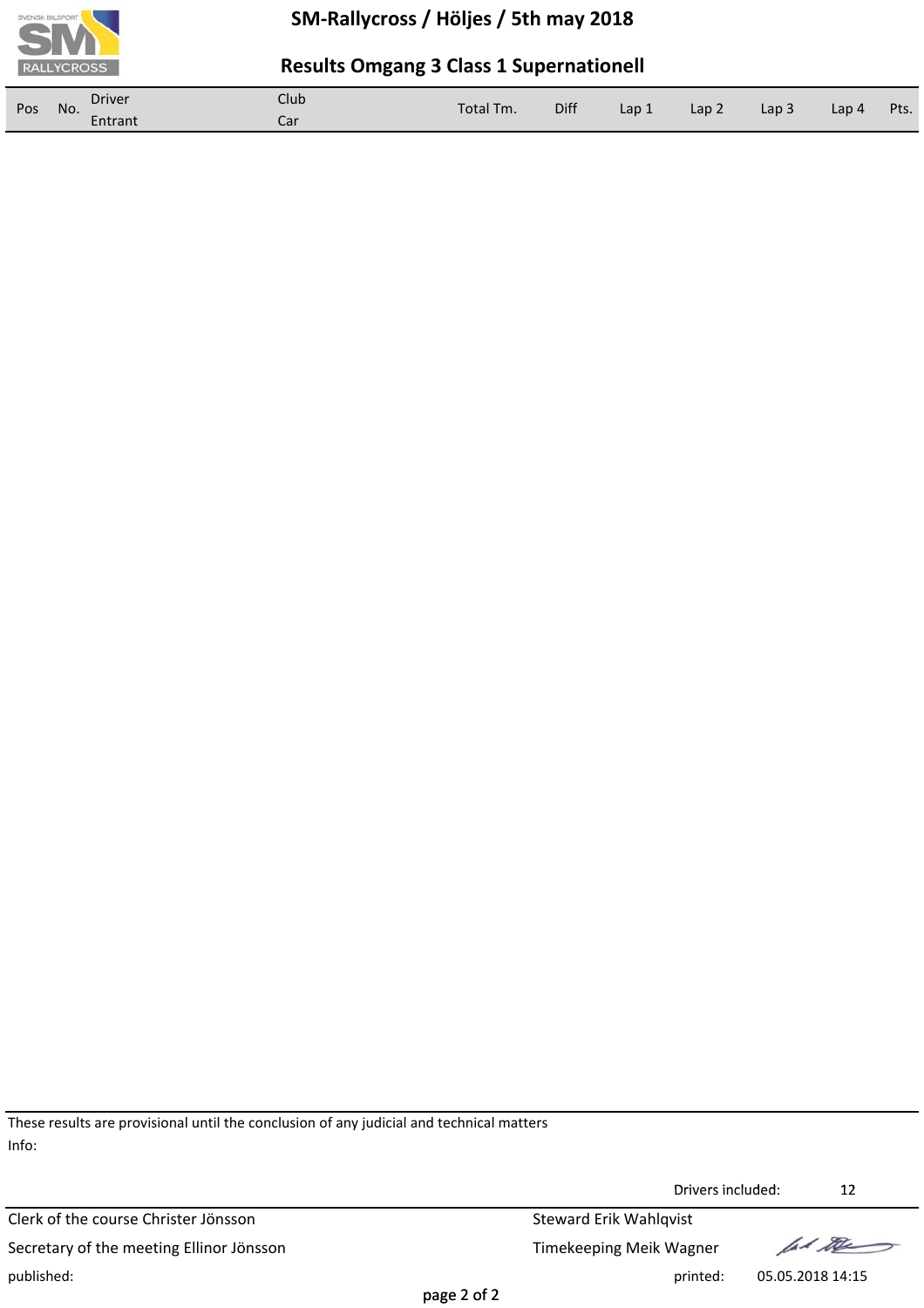# SM-Rallycross / Höljes / 5th may 2018

## Results Omgang 3 Class 1 Supernationell

| Pos | No. | Driver<br>Entrant | Club<br>Car | Total Tm. | Diff | Lap 1 | Lap 2 | Lap 3 | Lap 4 | Pts. |
|---|---|---|---|---|---|---|---|---|---|---|

These results are provisional until the conclusion of any judicial and technical matters

Info:

Drivers included: 12

Clerk of the course Christer Jönsson

Secretary of the meeting Ellinor Jönsson

Steward Erik Wahlqvist

Timekeeping Meik Wagner

published:

printed: 05.05.2018 14:15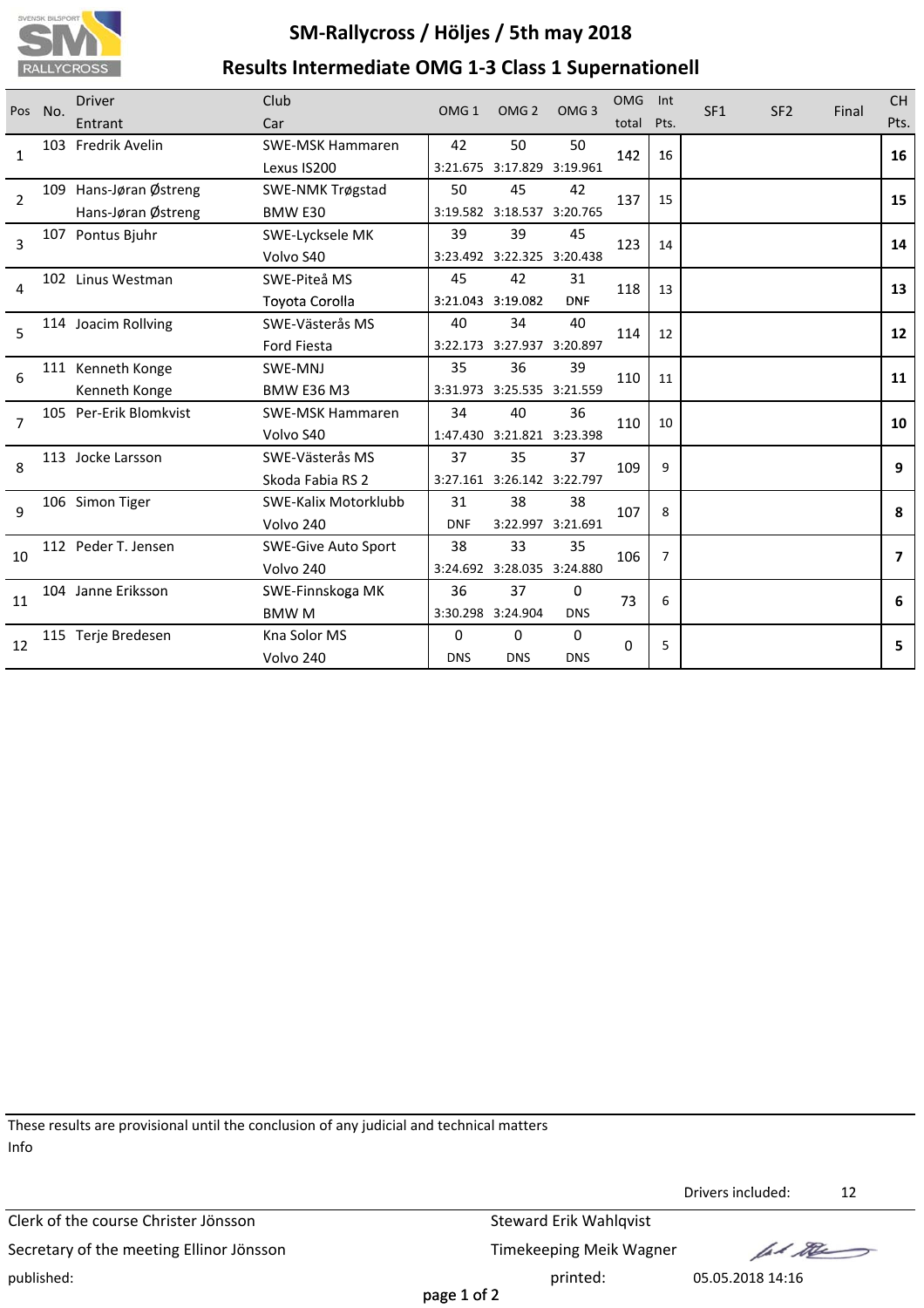# SM-Rallycross / Höljes / 5th may 2018

## Results Intermediate OMG 1-3 Class 1 Supernationell

| Pos | No. | Driver / Entrant | Club / Car | OMG 1 | OMG 2 | OMG 3 | OMG total | Int Pts. | SF1 | SF2 | Final | CH Pts. |
|---|---|---|---|---|---|---|---|---|---|---|---|---|
| 1 | 103 | Fredrik Avelin | SWE-MSK Hammaren<br>Lexus IS200 | 42<br>3:21.675 | 50<br>3:17.829 | 50<br>3:19.961 | 142 | 16 | | | | **16** |
| 2 | 109 | Hans-Jøran Østreng<br>Hans-Jøran Østreng | SWE-NMK Trøgstad<br>BMW E30 | 50<br>3:19.582 | 45<br>3:18.537 | 42<br>3:20.765 | 137 | 15 | | | | **15** |
| 3 | 107 | Pontus Bjuhr | SWE-Lycksele MK<br>Volvo S40 | 39<br>3:23.492 | 39<br>3:22.325 | 45<br>3:20.438 | 123 | 14 | | | | **14** |
| 4 | 102 | Linus Westman | SWE-Piteå MS<br>Toyota Corolla | 45<br>3:21.043 | 42<br>3:19.082 | 31<br>DNF | 118 | 13 | | | | **13** |
| 5 | 114 | Joacim Rollving | SWE-Västerås MS<br>Ford Fiesta | 40<br>3:22.173 | 34<br>3:27.937 | 40<br>3:20.897 | 114 | 12 | | | | **12** |
| 6 | 111 | Kenneth Konge<br>Kenneth Konge | SWE-MNJ<br>BMW E36 M3 | 35<br>3:31.973 | 36<br>3:25.535 | 39<br>3:21.559 | 110 | 11 | | | | **11** |
| 7 | 105 | Per-Erik Blomkvist | SWE-MSK Hammaren<br>Volvo S40 | 34<br>1:47.430 | 40<br>3:21.821 | 36<br>3:23.398 | 110 | 10 | | | | **10** |
| 8 | 113 | Jocke Larsson | SWE-Västerås MS<br>Skoda Fabia RS 2 | 37<br>3:27.161 | 35<br>3:26.142 | 37<br>3:22.797 | 109 | 9 | | | | **9** |
| 9 | 106 | Simon Tiger | SWE-Kalix Motorklubb<br>Volvo 240 | 31<br>DNF | 38<br>3:22.997 | 38<br>3:21.691 | 107 | 8 | | | | **8** |
| 10 | 112 | Peder T. Jensen | SWE-Give Auto Sport<br>Volvo 240 | 38<br>3:24.692 | 33<br>3:28.035 | 35<br>3:24.880 | 106 | 7 | | | | **7** |
| 11 | 104 | Janne Eriksson | SWE-Finnskoga MK<br>BMW M | 36<br>3:30.298 | 37<br>3:24.904 | 0<br>DNS | 73 | 6 | | | | **6** |
| 12 | 115 | Terje Bredesen | Kna Solor MS<br>Volvo 240 | 0<br>DNS | 0<br>DNS | 0<br>DNS | 0 | 5 | | | | **5** |

These results are provisional until the conclusion of any judicial and technical matters

Info

Drivers included: 12

Clerk of the course Christer Jönsson

Steward Erik Wahlqvist

Secretary of the meeting Ellinor Jönsson

Timekeeping Meik Wagner

published:

printed: 05.05.2018 14:16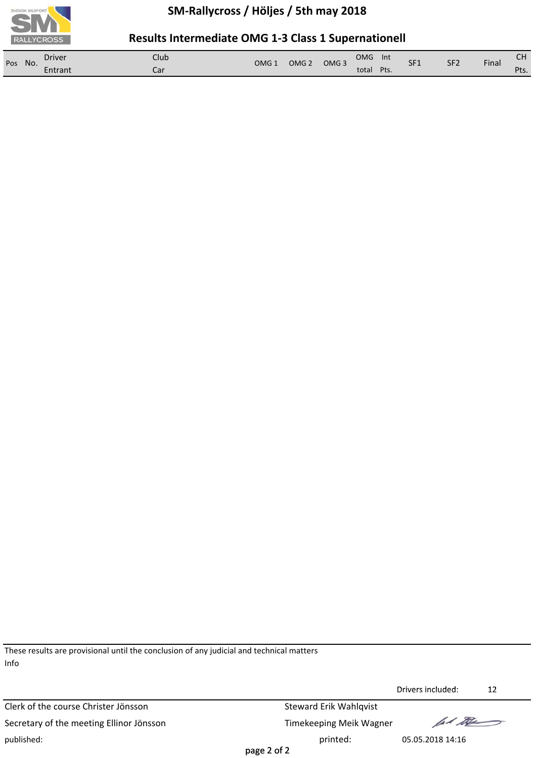# SM-Rallycross / Höljes / 5th may 2018

## Results Intermediate OMG 1-3 Class 1 Supernationell

| Pos | No. | Driver<br>Entrant | Club<br>Car | OMG 1 | OMG 2 | OMG 3 | OMG total | Int Pts. | SF1 | SF2 | Final | CH Pts. |
|---|---|---|---|---|---|---|---|---|---|---|---|---|

These results are provisional until the conclusion of any judicial and technical matters

Info

Drivers included: 12

Clerk of the course Christer Jönsson

Steward Erik Wahlqvist

Secretary of the meeting Ellinor Jönsson

Timekeeping Meik Wagner

published:

printed: 05.05.2018 14:16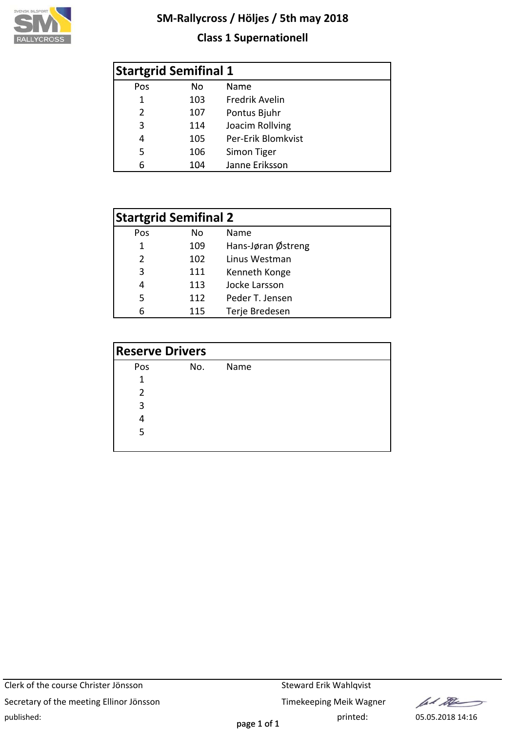# SM-Rallycross / Höljes / 5th may 2018

## Class 1 Supernationell

### Startgrid Semifinal 1

| Pos | No | Name |
|---|---|---|
| 1 | 103 | Fredrik Avelin |
| 2 | 107 | Pontus Bjuhr |
| 3 | 114 | Joacim Rollving |
| 4 | 105 | Per-Erik Blomkvist |
| 5 | 106 | Simon Tiger |
| 6 | 104 | Janne Eriksson |

### Startgrid Semifinal 2

| Pos | No | Name |
|---|---|---|
| 1 | 109 | Hans-Jøran Østreng |
| 2 | 102 | Linus Westman |
| 3 | 111 | Kenneth Konge |
| 4 | 113 | Jocke Larsson |
| 5 | 112 | Peder T. Jensen |
| 6 | 115 | Terje Bredesen |

### Reserve Drivers

| Pos | No. | Name |
|---|---|---|
| 1 | | |
| 2 | | |
| 3 | | |
| 4 | | |
| 5 | | |

Clerk of the course Christer Jönsson

Secretary of the meeting Ellinor Jönsson

Steward Erik Wahlqvist

Timekeeping Meik Wagner

published:

printed: 05.05.2018 14:16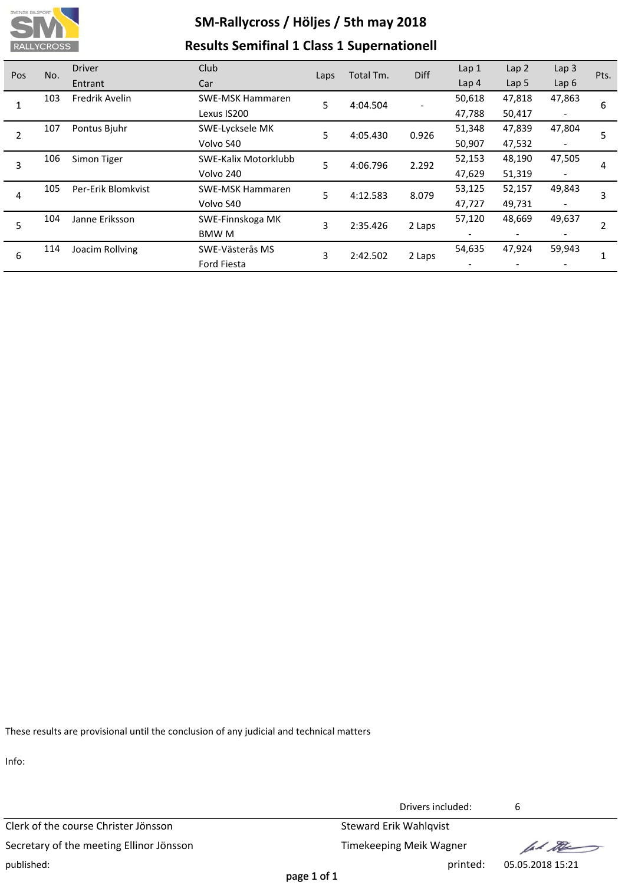# SM-Rallycross / Höljes / 5th may 2018

## Results Semifinal 1 Class 1 Supernationell

| Pos | No. | Driver<br>Entrant | Club<br>Car | Laps | Total Tm. | Diff | Lap 1<br>Lap 4 | Lap 2<br>Lap 5 | Lap 3<br>Lap 6 | Pts. |
|---|---|---|---|---|---|---|---|---|---|---|
| 1 | 103 | Fredrik Avelin | SWE-MSK Hammaren<br>Lexus IS200 | 5 | 4:04.504 | - | 50,618<br>47,788 | 47,818<br>50,417 | 47,863<br>- | 6 |
| 2 | 107 | Pontus Bjuhr | SWE-Lycksele MK<br>Volvo S40 | 5 | 4:05.430 | 0.926 | 51,348<br>50,907 | 47,839<br>47,532 | 47,804<br>- | 5 |
| 3 | 106 | Simon Tiger | SWE-Kalix Motorklubb<br>Volvo 240 | 5 | 4:06.796 | 2.292 | 52,153<br>47,629 | 48,190<br>51,319 | 47,505<br>- | 4 |
| 4 | 105 | Per-Erik Blomkvist | SWE-MSK Hammaren<br>Volvo S40 | 5 | 4:12.583 | 8.079 | 53,125<br>47,727 | 52,157<br>49,731 | 49,843<br>- | 3 |
| 5 | 104 | Janne Eriksson | SWE-Finnskoga MK<br>BMW M | 3 | 2:35.426 | 2 Laps | 57,120<br>- | 48,669<br>- | 49,637<br>- | 2 |
| 6 | 114 | Joacim Rollving | SWE-Västerås MS<br>Ford Fiesta | 3 | 2:42.502 | 2 Laps | 54,635<br>- | 47,924<br>- | 59,943<br>- | 1 |

These results are provisional until the conclusion of any judicial and technical matters

Info:

Drivers included: 6

Clerk of the course Christer Jönsson

Secretary of the meeting Ellinor Jönsson

Steward Erik Wahlqvist

Timekeeping Meik Wagner

published:

printed: 05.05.2018 15:21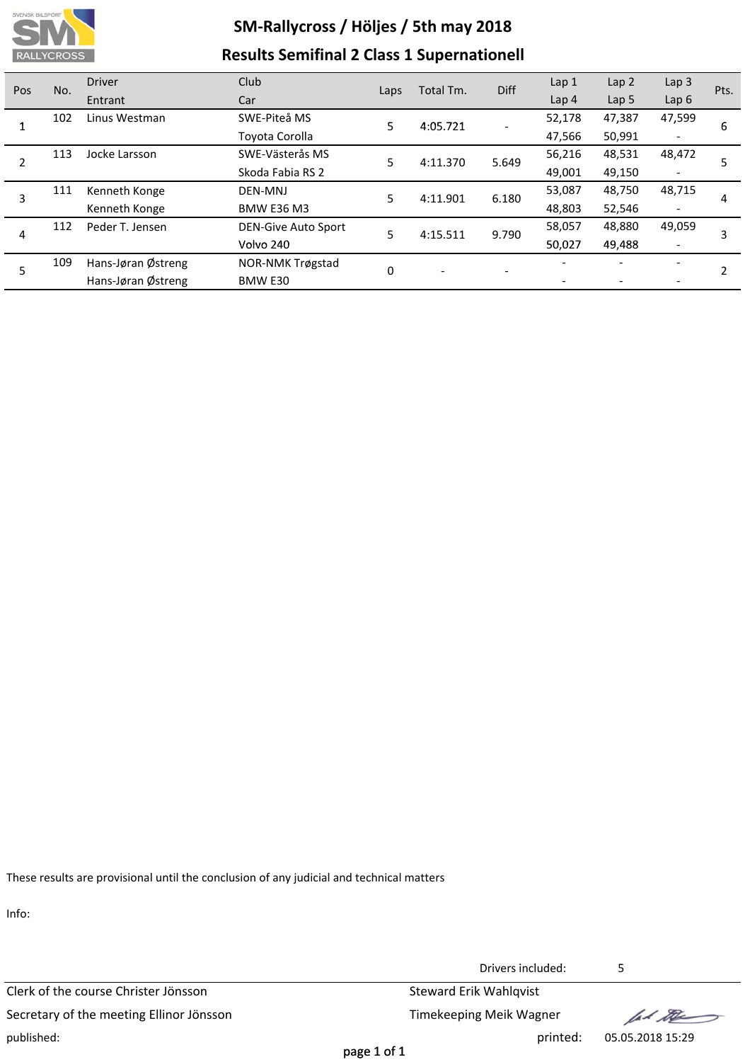# SM-Rallycross / Höljes / 5th may 2018

## Results Semifinal 2 Class 1 Supernationell

| Pos | No. | Driver<br>Entrant | Club<br>Car | Laps | Total Tm. | Diff | Lap 1<br>Lap 4 | Lap 2<br>Lap 5 | Lap 3<br>Lap 6 | Pts. |
|---|---|---|---|---|---|---|---|---|---|---|
| 1 | 102 | Linus Westman | SWE-Piteå MS<br>Toyota Corolla | 5 | 4:05.721 | - | 52,178<br>47,566 | 47,387<br>50,991 | 47,599<br>- | 6 |
| 2 | 113 | Jocke Larsson | SWE-Västerås MS<br>Skoda Fabia RS 2 | 5 | 4:11.370 | 5.649 | 56,216<br>49,001 | 48,531<br>49,150 | 48,472<br>- | 5 |
| 3 | 111 | Kenneth Konge<br>Kenneth Konge | DEN-MNJ<br>BMW E36 M3 | 5 | 4:11.901 | 6.180 | 53,087<br>48,803 | 48,750<br>52,546 | 48,715<br>- | 4 |
| 4 | 112 | Peder T. Jensen | DEN-Give Auto Sport<br>Volvo 240 | 5 | 4:15.511 | 9.790 | 58,057<br>50,027 | 48,880<br>49,488 | 49,059<br>- | 3 |
| 5 | 109 | Hans-Jøran Østreng<br>Hans-Jøran Østreng | NOR-NMK Trøgstad<br>BMW E30 | 0 | - | - | -<br>- | -<br>- | -<br>- | 2 |

These results are provisional until the conclusion of any judicial and technical matters

Info:

Drivers included: 5

Clerk of the course Christer Jönsson
Steward Erik Wahlqvist
Secretary of the meeting Ellinor Jönsson
Timekeeping Meik Wagner
published:
printed: 05.05.2018 15:29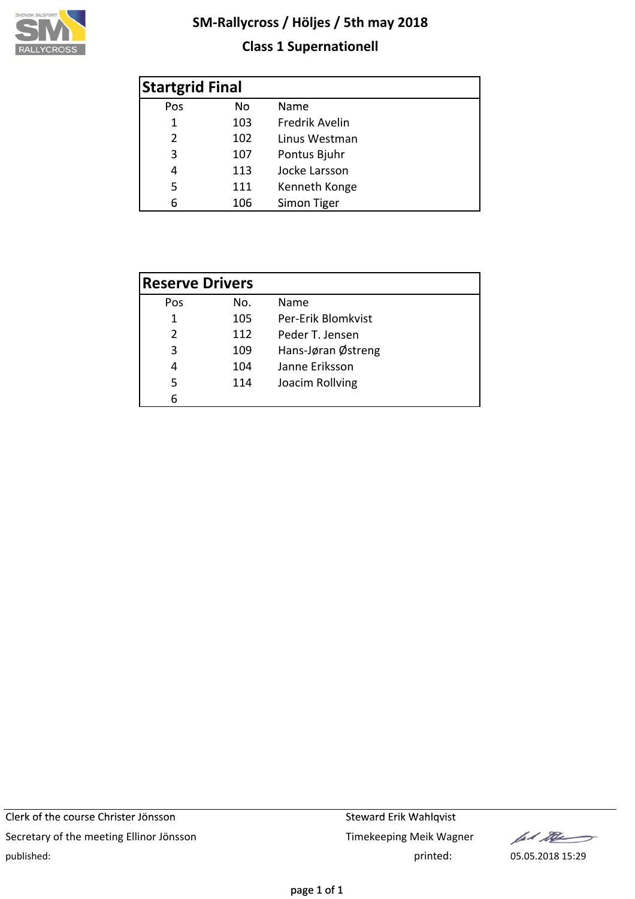# SM-Rallycross / Höljes / 5th may 2018

## Class 1 Supernationell

### Startgrid Final

| Pos | No | Name |
|---|---|---|
| 1 | 103 | Fredrik Avelin |
| 2 | 102 | Linus Westman |
| 3 | 107 | Pontus Bjuhr |
| 4 | 113 | Jocke Larsson |
| 5 | 111 | Kenneth Konge |
| 6 | 106 | Simon Tiger |

### Reserve Drivers

| Pos | No. | Name |
|---|---|---|
| 1 | 105 | Per-Erik Blomkvist |
| 2 | 112 | Peder T. Jensen |
| 3 | 109 | Hans-Jøran Østreng |
| 4 | 104 | Janne Eriksson |
| 5 | 114 | Joacim Rollving |
| 6 | | |

Clerk of the course Christer Jönsson
Secretary of the meeting Ellinor Jönsson
published:

Steward Erik Wahlqvist
Timekeeping Meik Wagner
printed: 05.05.2018 15:29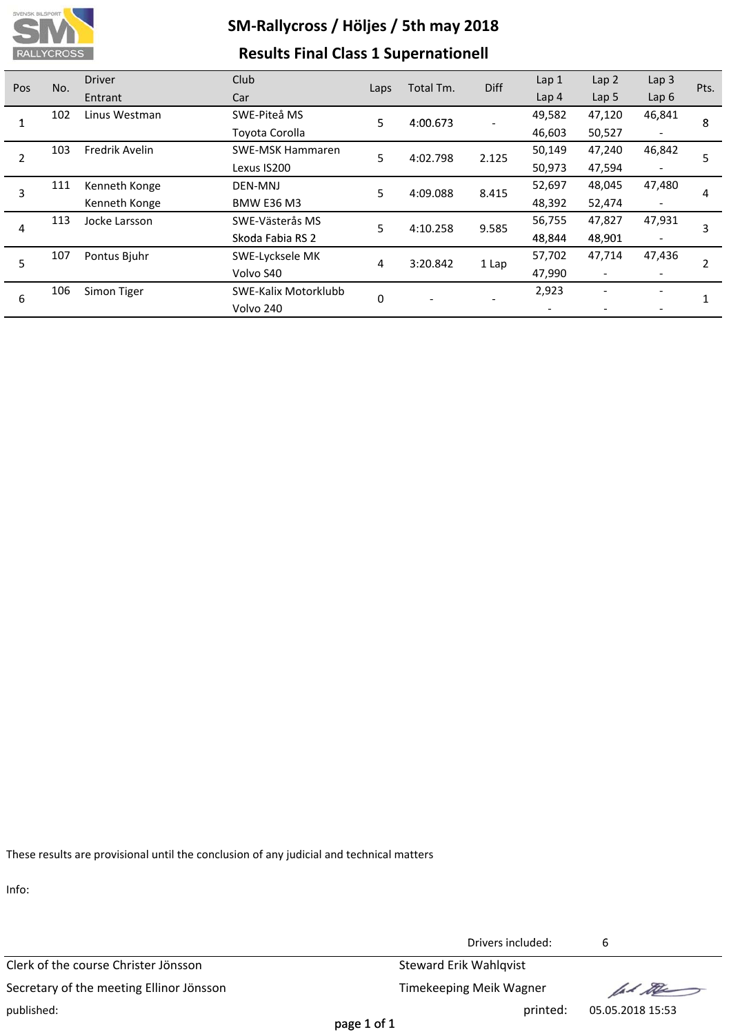# SM-Rallycross / Höljes / 5th may 2018

## Results Final Class 1 Supernationell

| Pos | No. | Driver<br>Entrant | Club<br>Car | Laps | Total Tm. | Diff | Lap 1<br>Lap 4 | Lap 2<br>Lap 5 | Lap 3<br>Lap 6 | Pts. |
|---|---|---|---|---|---|---|---|---|---|---|
| 1 | 102 | Linus Westman | SWE-Piteå MS<br>Toyota Corolla | 5 | 4:00.673 | - | 49,582<br>46,603 | 47,120<br>50,527 | 46,841<br>- | 8 |
| 2 | 103 | Fredrik Avelin | SWE-MSK Hammaren<br>Lexus IS200 | 5 | 4:02.798 | 2.125 | 50,149<br>50,973 | 47,240<br>47,594 | 46,842<br>- | 5 |
| 3 | 111 | Kenneth Konge<br>Kenneth Konge | DEN-MNJ<br>BMW E36 M3 | 5 | 4:09.088 | 8.415 | 52,697<br>48,392 | 48,045<br>52,474 | 47,480<br>- | 4 |
| 4 | 113 | Jocke Larsson | SWE-Västerås MS<br>Skoda Fabia RS 2 | 5 | 4:10.258 | 9.585 | 56,755<br>48,844 | 47,827<br>48,901 | 47,931<br>- | 3 |
| 5 | 107 | Pontus Bjuhr | SWE-Lycksele MK<br>Volvo S40 | 4 | 3:20.842 | 1 Lap | 57,702<br>47,990 | 47,714<br>- | 47,436<br>- | 2 |
| 6 | 106 | Simon Tiger | SWE-Kalix Motorklubb<br>Volvo 240 | 0 | - | - | 2,923<br>- | -<br>- | -<br>- | 1 |

These results are provisional until the conclusion of any judicial and technical matters

Info:

Drivers included: 6

Clerk of the course Christer Jönsson

Secretary of the meeting Ellinor Jönsson

Steward Erik Wahlqvist

Timekeeping Meik Wagner

published:

printed: 05.05.2018 15:53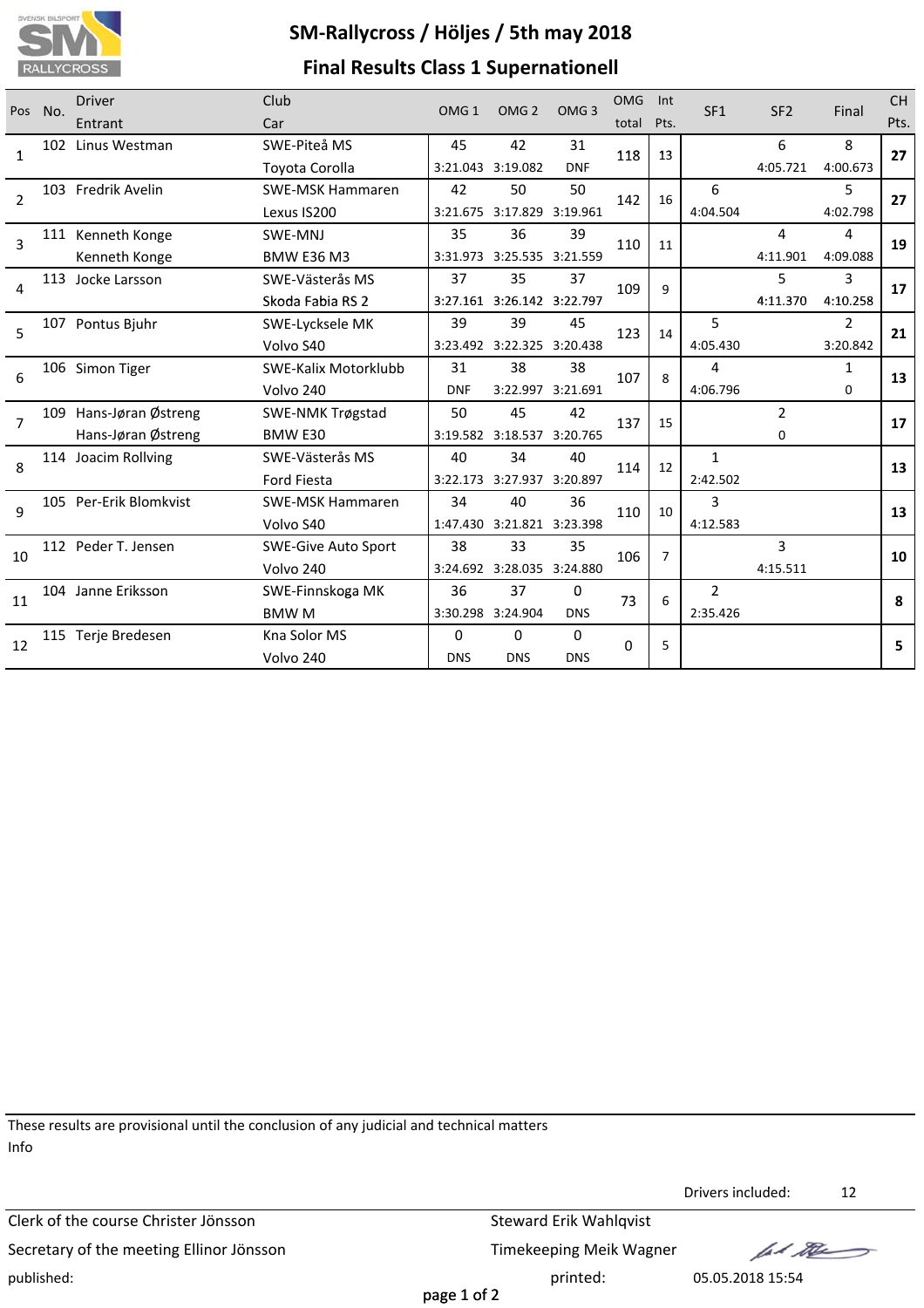# SM-Rallycross / Höljes / 5th may 2018

## Final Results Class 1 Supernationell

| Pos | No. | Driver / Entrant | Club / Car | OMG 1 | OMG 2 | OMG 3 | OMG total | Int Pts. | SF1 | SF2 | Final | CH Pts. |
|---|---|---|---|---|---|---|---|---|---|---|---|---|
| 1 | 102 | Linus Westman | SWE-Piteå MS / Toyota Corolla | 45 / 3:21.043 | 42 / 3:19.082 | 31 / DNF | 118 | 13 | | 6 / 4:05.721 | 8 / 4:00.673 | **27** |
| 2 | 103 | Fredrik Avelin | SWE-MSK Hammaren / Lexus IS200 | 42 / 3:21.675 | 50 / 3:17.829 | 50 / 3:19.961 | 142 | 16 | 6 / 4:04.504 | | 5 / 4:02.798 | **27** |
| 3 | 111 | Kenneth Konge / Kenneth Konge | SWE-MNJ / BMW E36 M3 | 35 / 3:31.973 | 36 / 3:25.535 | 39 / 3:21.559 | 110 | 11 | | 4 / 4:11.901 | 4 / 4:09.088 | **19** |
| 4 | 113 | Jocke Larsson | SWE-Västerås MS / Skoda Fabia RS 2 | 37 / 3:27.161 | 35 / 3:26.142 | 37 / 3:22.797 | 109 | 9 | | 5 / 4:11.370 | 3 / 4:10.258 | **17** |
| 5 | 107 | Pontus Bjuhr | SWE-Lycksele MK / Volvo S40 | 39 / 3:23.492 | 39 / 3:22.325 | 45 / 3:20.438 | 123 | 14 | 5 / 4:05.430 | | 2 / 3:20.842 | **21** |
| 6 | 106 | Simon Tiger | SWE-Kalix Motorklubb / Volvo 240 | 31 / DNF | 38 / 3:22.997 | 38 / 3:21.691 | 107 | 8 | 4 / 4:06.796 | | 1 / 0 | **13** |
| 7 | 109 | Hans-Jøran Østreng / Hans-Jøran Østreng | SWE-NMK Trøgstad / BMW E30 | 50 / 3:19.582 | 45 / 3:18.537 | 42 / 3:20.765 | 137 | 15 | | 2 / 0 | | **17** |
| 8 | 114 | Joacim Rollving | SWE-Västerås MS / Ford Fiesta | 40 / 3:22.173 | 34 / 3:27.937 | 40 / 3:20.897 | 114 | 12 | 1 / 2:42.502 | | | **13** |
| 9 | 105 | Per-Erik Blomkvist | SWE-MSK Hammaren / Volvo S40 | 34 / 1:47.430 | 40 / 3:21.821 | 36 / 3:23.398 | 110 | 10 | 3 / 4:12.583 | | | **13** |
| 10 | 112 | Peder T. Jensen | SWE-Give Auto Sport / Volvo 240 | 38 / 3:24.692 | 33 / 3:28.035 | 35 / 3:24.880 | 106 | 7 | | 3 / 4:15.511 | | **10** |
| 11 | 104 | Janne Eriksson | SWE-Finnskoga MK / BMW M | 36 / 3:30.298 | 37 / 3:24.904 | 0 / DNS | 73 | 6 | 2 / 2:35.426 | | | **8** |
| 12 | 115 | Terje Bredesen | Kna Solor MS / Volvo 240 | 0 / DNS | 0 / DNS | 0 / DNS | 0 | 5 | | | | **5** |

These results are provisional until the conclusion of any judicial and technical matters

Info

Drivers included: 12

Clerk of the course Christer Jönsson

Secretary of the meeting Ellinor Jönsson

Steward Erik Wahlqvist

Timekeeping Meik Wagner

published:

printed: 05.05.2018 15:54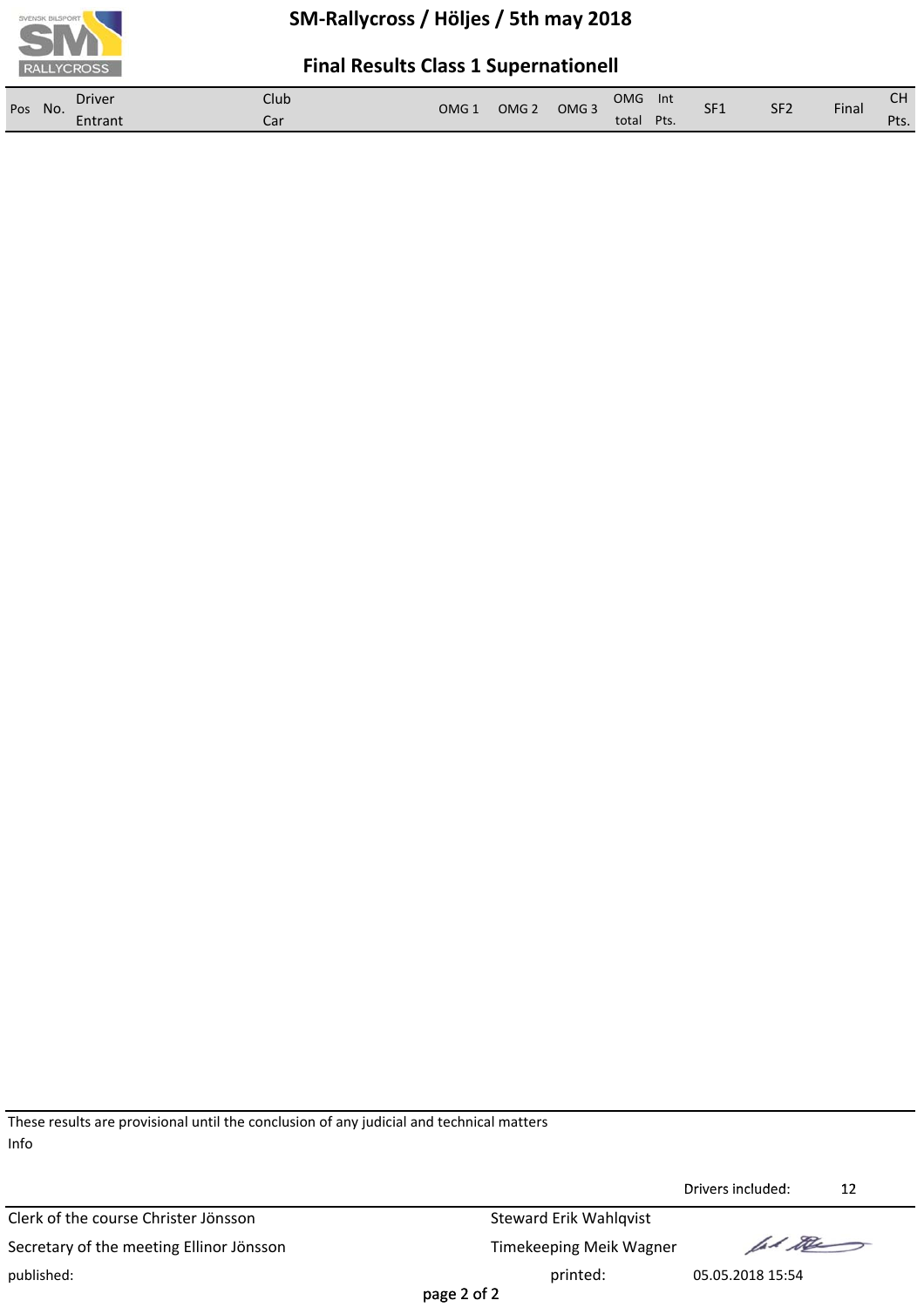# SM-Rallycross / Höljes / 5th may 2018

## Final Results Class 1 Supernationell

| Pos | No. | Driver<br>Entrant | Club<br>Car | OMG 1 | OMG 2 | OMG 3 | OMG total | Int Pts. | SF1 | SF2 | Final | CH Pts. |
|---|---|---|---|---|---|---|---|---|---|---|---|---|

These results are provisional until the conclusion of any judicial and technical matters

Info

Drivers included: 12

Clerk of the course Christer Jönsson

Steward Erik Wahlqvist

Secretary of the meeting Ellinor Jönsson

Timekeeping Meik Wagner

published:

printed: 05.05.2018 15:54